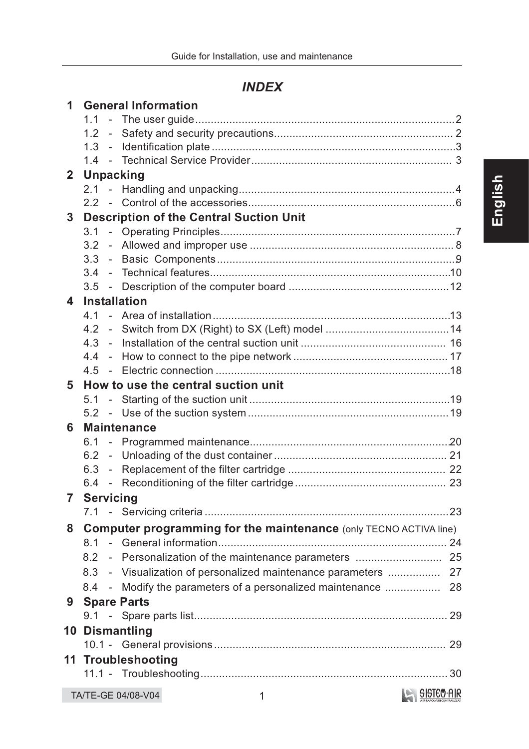# *INDEX*

**1 General Information**

- 1.1 - The user guide .......... 2
- 1.2 - Safety and security precautions .......... 2
- 1.3 - Identification plate .......... 3
- 1.4 - Technical Service Provider .......... 3

**2 Unpacking**

- 2.1 - Handling and unpacking .......... 4
- 2.2 - Control of the accessories .......... 6

**3 Description of the Central Suction Unit**

- 3.1 - Operating Principles .......... 7
- 3.2 - Allowed and improper use .......... 8
- 3.3 - Basic Components .......... 9
- 3.4 - Technical features .......... 10
- 3.5 - Description of the computer board .......... 12

**4 Installation**

- 4.1 - Area of installation .......... 13
- 4.2 - Switch from DX (Right) to SX (Left) model .......... 14
- 4.3 - Installation of the central suction unit .......... 16
- 4.4 - How to connect to the pipe network .......... 17
- 4.5 - Electric connection .......... 18

**5 How to use the central suction unit**

- 5.1 - Starting of the suction unit .......... 19
- 5.2 - Use of the suction system .......... 19

**6 Maintenance**

- 6.1 - Programmed maintenance .......... 20
- 6.2 - Unloading of the dust container .......... 21
- 6.3 - Replacement of the filter cartridge .......... 22
- 6.4 - Reconditioning of the filter cartridge .......... 23

**7 Servicing**

- 7.1 - Servicing criteria .......... 23

**8 Computer programming for the maintenance** (only TECNO ACTIVA line)

- 8.1 - General information .......... 24
- 8.2 - Personalization of the maintenance parameters .......... 25
- 8.3 - Visualization of personalized maintenance parameters .......... 27
- 8.4 - Modify the parameters of a personalized maintenance .......... 28

**9 Spare Parts**

- 9.1 - Spare parts list .......... 29

**10 Dismantling**

- 10.1 - General provisions .......... 29

**11 Troubleshooting**

- 11.1 - Troubleshooting .......... 30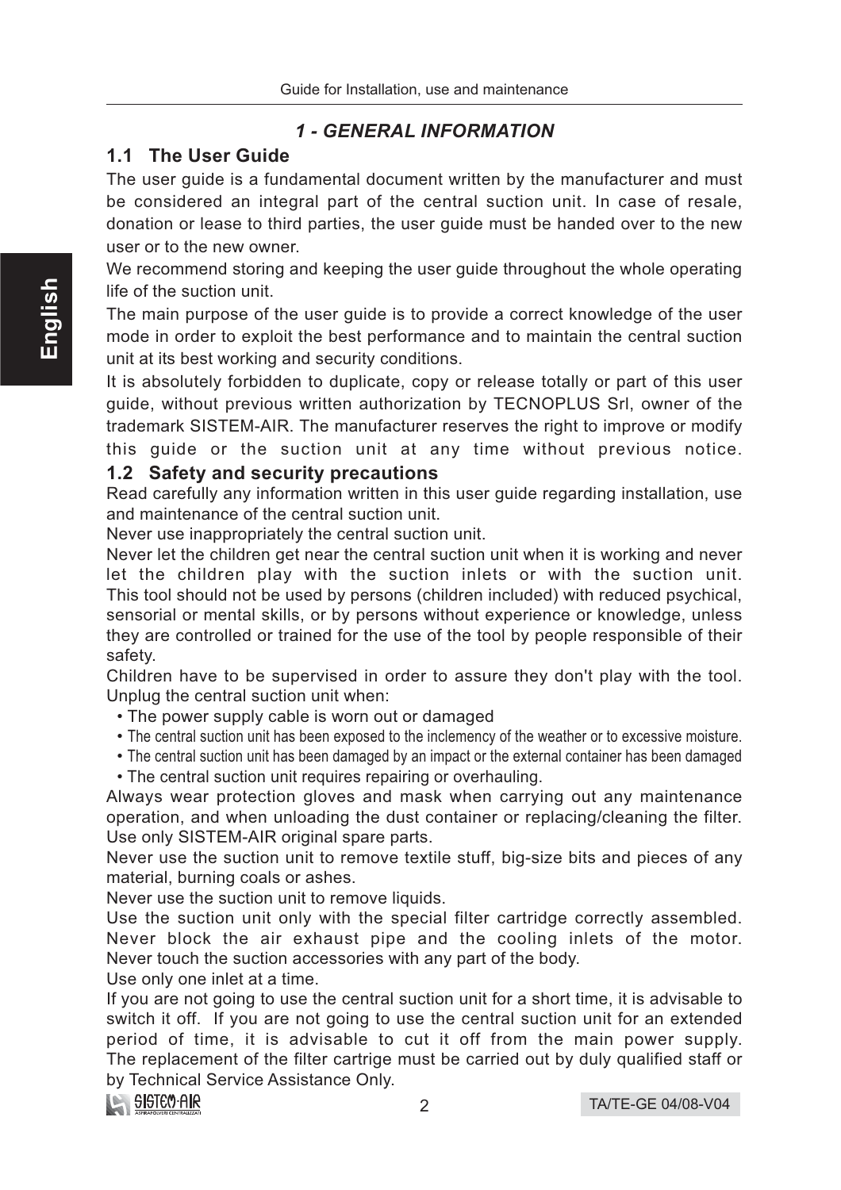## *1 - GENERAL INFORMATION*

### 1.1 The User Guide

The user guide is a fundamental document written by the manufacturer and must be considered an integral part of the central suction unit. In case of resale, donation or lease to third parties, the user guide must be handed over to the new user or to the new owner.

We recommend storing and keeping the user guide throughout the whole operating life of the suction unit.

The main purpose of the user guide is to provide a correct knowledge of the user mode in order to exploit the best performance and to maintain the central suction unit at its best working and security conditions.

It is absolutely forbidden to duplicate, copy or release totally or part of this user guide, without previous written authorization by TECNOPLUS Srl, owner of the trademark SISTEM-AIR. The manufacturer reserves the right to improve or modify this guide or the suction unit at any time without previous notice.

### 1.2 Safety and security precautions

Read carefully any information written in this user guide regarding installation, use and maintenance of the central suction unit.

Never use inappropriately the central suction unit.

Never let the children get near the central suction unit when it is working and never let the children play with the suction inlets or with the suction unit.

This tool should not be used by persons (children included) with reduced psychical, sensorial or mental skills, or by persons without experience or knowledge, unless they are controlled or trained for the use of the tool by people responsible of their safety.

Children have to be supervised in order to assure they don't play with the tool.

Unplug the central suction unit when:

- The power supply cable is worn out or damaged
- The central suction unit has been exposed to the inclemency of the weather or to excessive moisture.
- The central suction unit has been damaged by an impact or the external container has been damaged
- The central suction unit requires repairing or overhauling.

Always wear protection gloves and mask when carrying out any maintenance operation, and when unloading the dust container or replacing/cleaning the filter.

Use only SISTEM-AIR original spare parts.

Never use the suction unit to remove textile stuff, big-size bits and pieces of any material, burning coals or ashes.

Never use the suction unit to remove liquids.

Use the suction unit only with the special filter cartridge correctly assembled.

Never block the air exhaust pipe and the cooling inlets of the motor.

Never touch the suction accessories with any part of the body.

Use only one inlet at a time.

If you are not going to use the central suction unit for a short time, it is advisable to switch it off. If you are not going to use the central suction unit for an extended period of time, it is advisable to cut it off from the main power supply.

The replacement of the filter cartrige must be carried out by duly qualified staff or by Technical Service Assistance Only.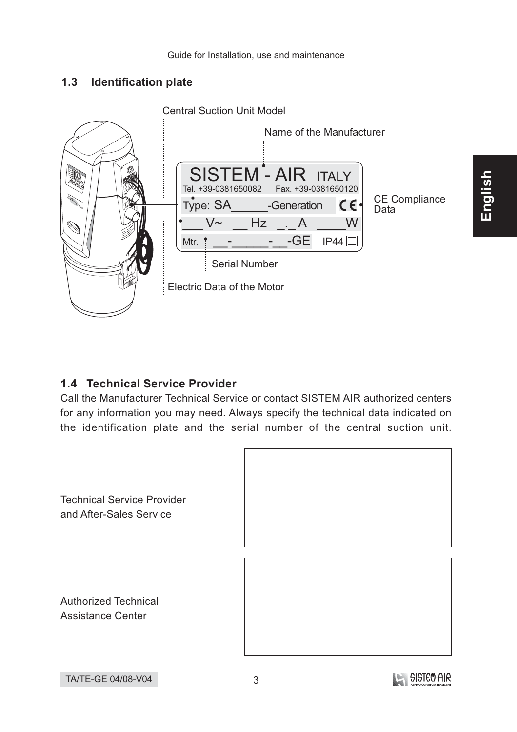## 1.3 Identification plate

Central Suction Unit Model

Name of the Manufacturer

SISTEM - AIR ITALY
Tel. +39-0381650082 Fax. +39-0381650120

Type: SA_____-Generation

CE Compliance Data

___ V~ __ Hz _._ A ____W

Mtr. __-_____-__-GE IP44

Serial Number

Electric Data of the Motor

## 1.4 Technical Service Provider

Call the Manufacturer Technical Service or contact SISTEM AIR authorized centers for any information you may need. Always specify the technical data indicated on the identification plate and the serial number of the central suction unit.

Technical Service Provider and After-Sales Service

Authorized Technical Assistance Center

TA/TE-GE 04/08-V04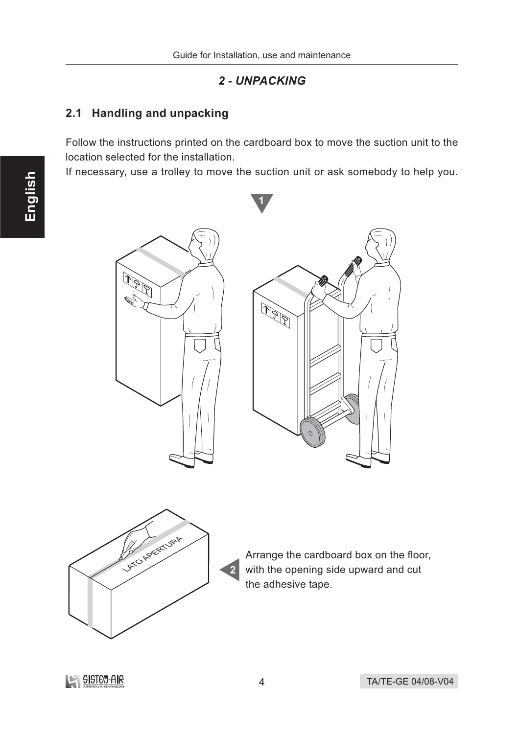## 2 - UNPACKING

### 2.1 Handling and unpacking

Follow the instructions printed on the cardboard box to move the suction unit to the location selected for the installation.
If necessary, use a trolley to move the suction unit or ask somebody to help you.

1

2 Arrange the cardboard box on the floor, with the opening side upward and cut the adhesive tape.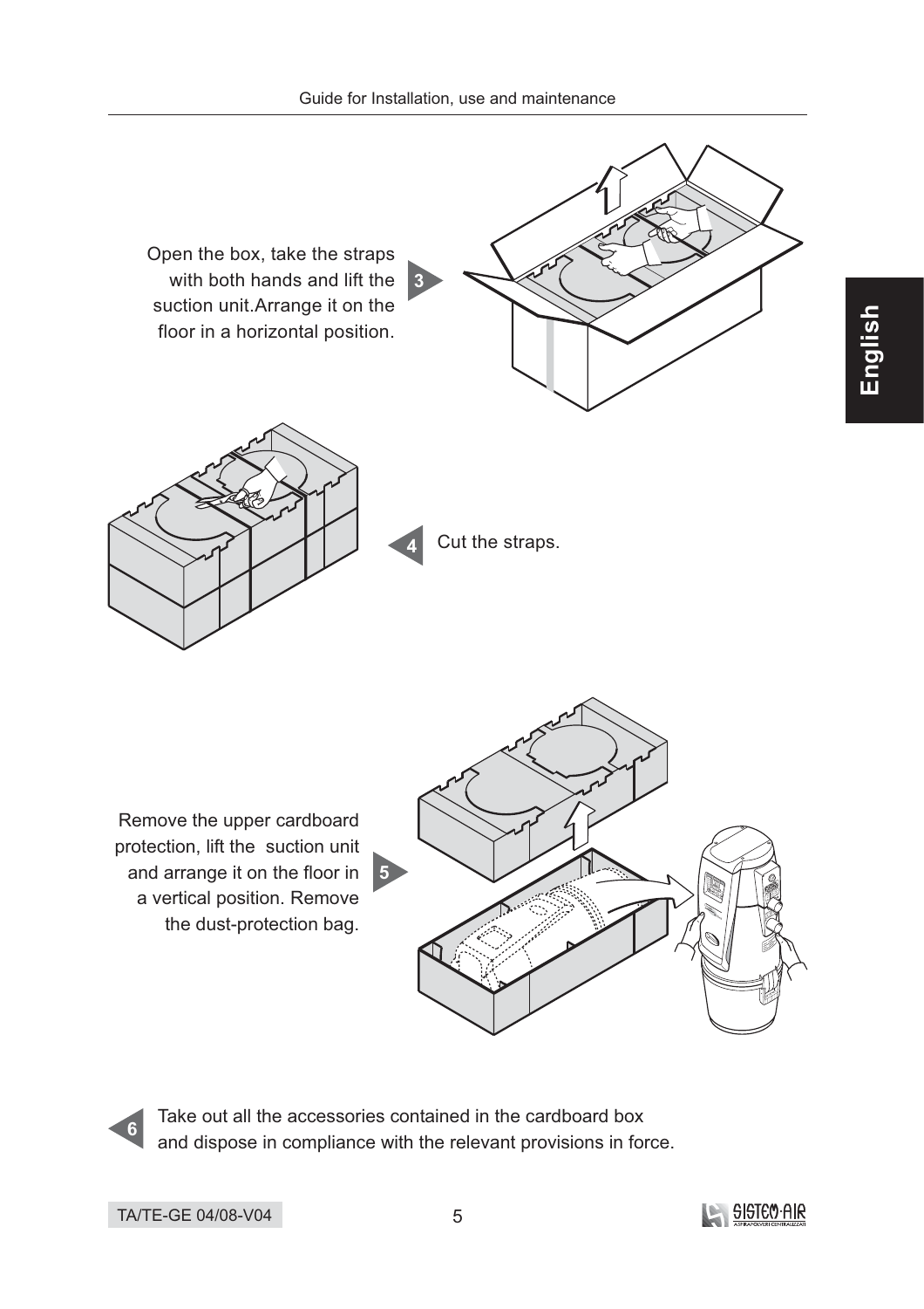3. Open the box, take the straps with both hands and lift the suction unit.Arrange it on the floor in a horizontal position.

4. Cut the straps.

5. Remove the upper cardboard protection, lift the suction unit and arrange it on the floor in a vertical position. Remove the dust-protection bag.

6. Take out all the accessories contained in the cardboard box and dispose in compliance with the relevant provisions in force.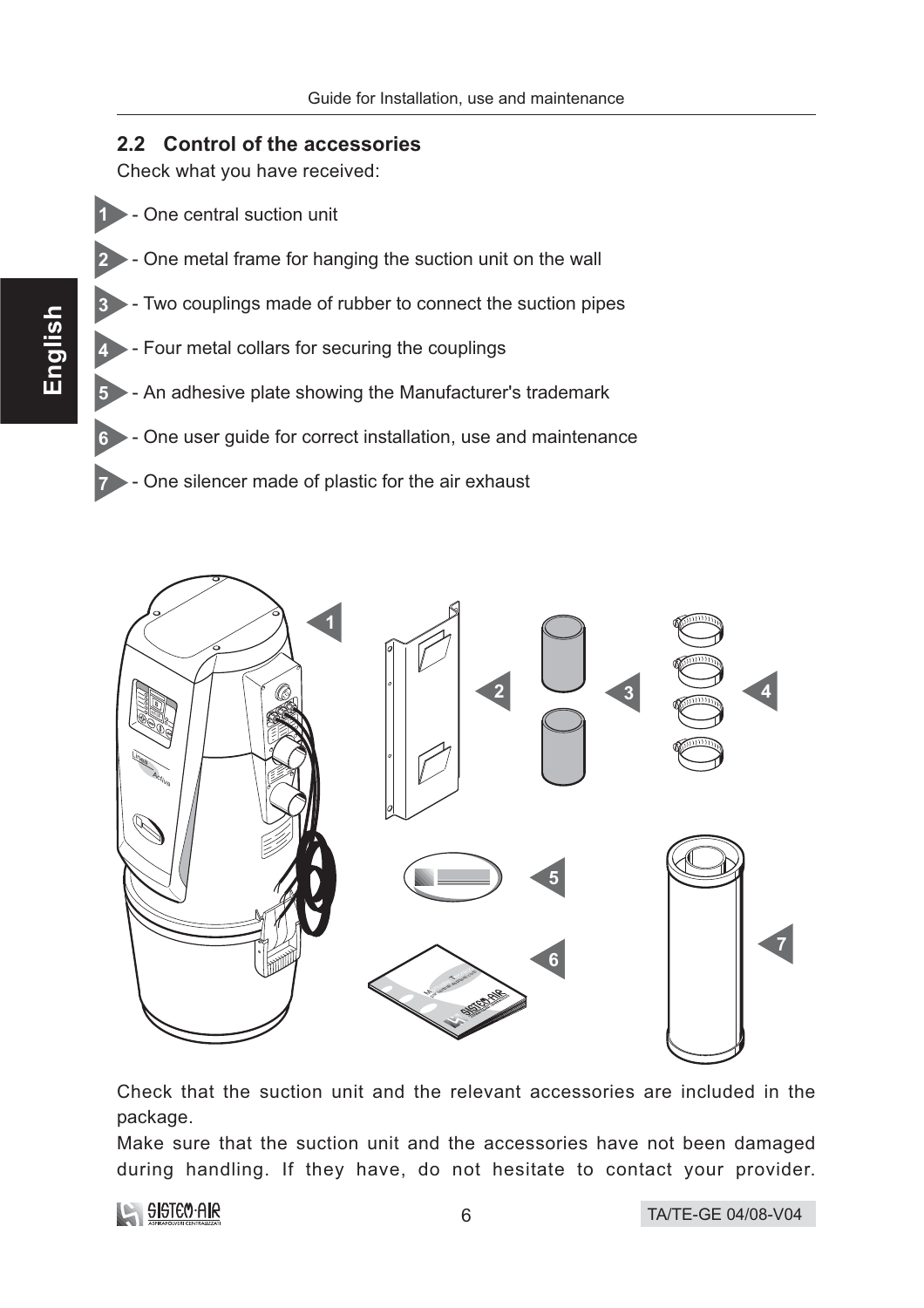## 2.2 Control of the accessories

Check what you have received:

1 - One central suction unit

2 - One metal frame for hanging the suction unit on the wall

3 - Two couplings made of rubber to connect the suction pipes

4 - Four metal collars for securing the couplings

5 - An adhesive plate showing the Manufacturer's trademark

6 - One user guide for correct installation, use and maintenance

7 - One silencer made of plastic for the air exhaust

Check that the suction unit and the relevant accessories are included in the package.

Make sure that the suction unit and the accessories have not been damaged during handling. If they have, do not hesitate to contact your provider.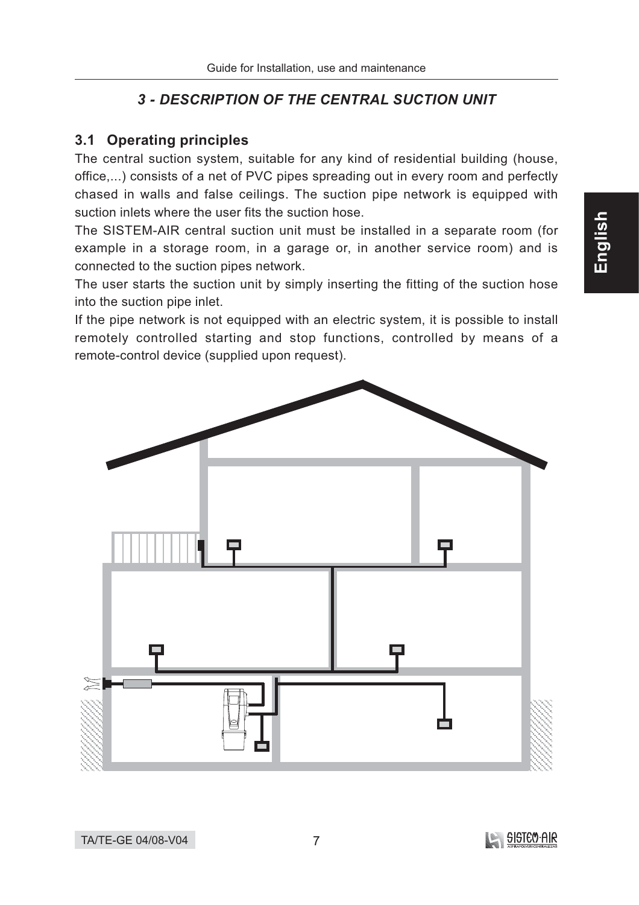## 3 - DESCRIPTION OF THE CENTRAL SUCTION UNIT

### 3.1 Operating principles

The central suction system, suitable for any kind of residential building (house, office,...) consists of a net of PVC pipes spreading out in every room and perfectly chased in walls and false ceilings. The suction pipe network is equipped with suction inlets where the user fits the suction hose.

The SISTEM-AIR central suction unit must be installed in a separate room (for example in a storage room, in a garage or, in another service room) and is connected to the suction pipes network.

The user starts the suction unit by simply inserting the fitting of the suction hose into the suction pipe inlet.

If the pipe network is not equipped with an electric system, it is possible to install remotely controlled starting and stop functions, controlled by means of a remote-control device (supplied upon request).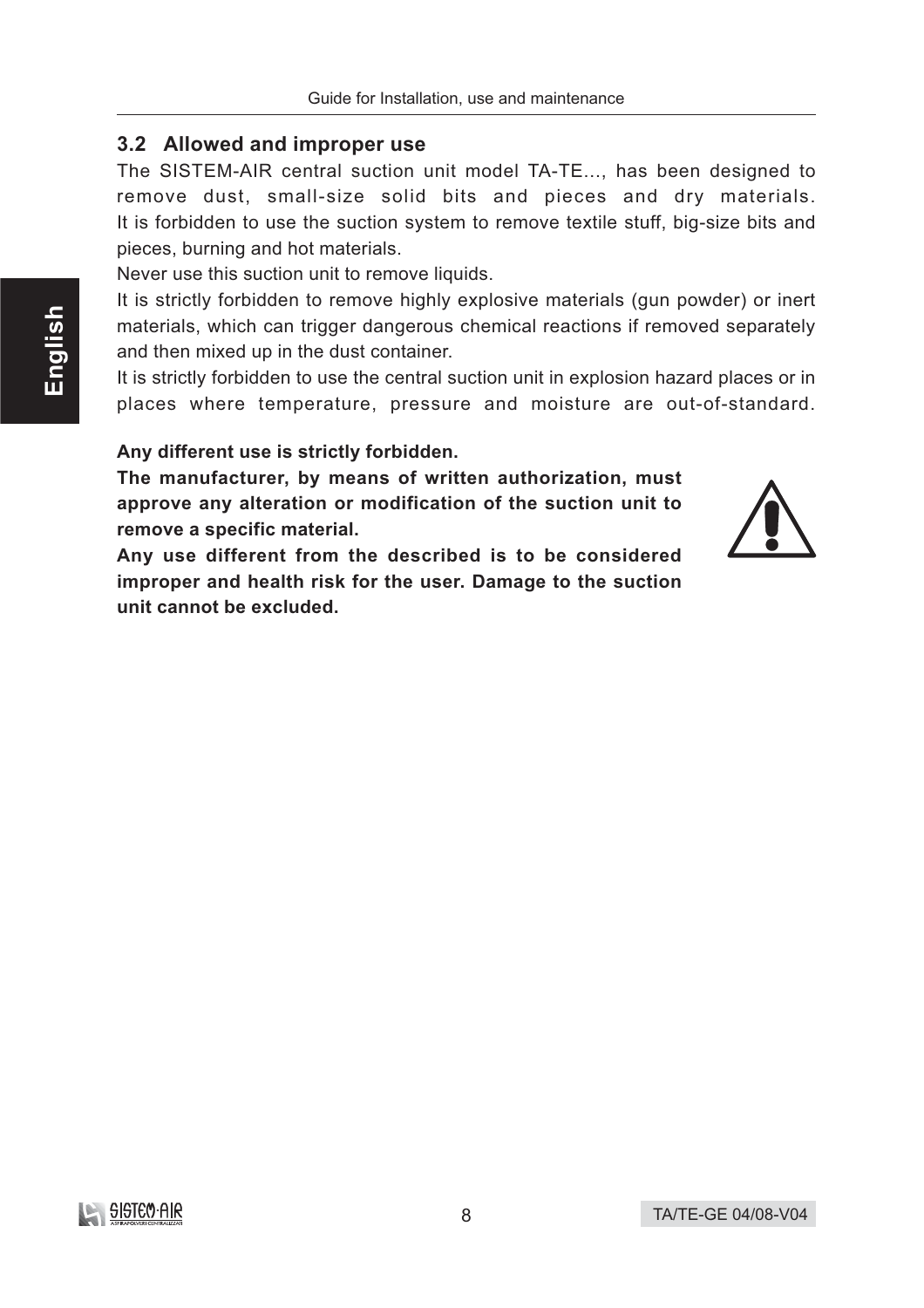## 3.2 Allowed and improper use

The SISTEM-AIR central suction unit model TA-TE..., has been designed to remove dust, small-size solid bits and pieces and dry materials. It is forbidden to use the suction system to remove textile stuff, big-size bits and pieces, burning and hot materials.

Never use this suction unit to remove liquids.

It is strictly forbidden to remove highly explosive materials (gun powder) or inert materials, which can trigger dangerous chemical reactions if removed separately and then mixed up in the dust container.

It is strictly forbidden to use the central suction unit in explosion hazard places or in places where temperature, pressure and moisture are out-of-standard.

**Any different use is strictly forbidden.**

**The manufacturer, by means of written authorization, must approve any alteration or modification of the suction unit to remove a specific material.**

**Any use different from the described is to be considered improper and health risk for the user. Damage to the suction unit cannot be excluded.**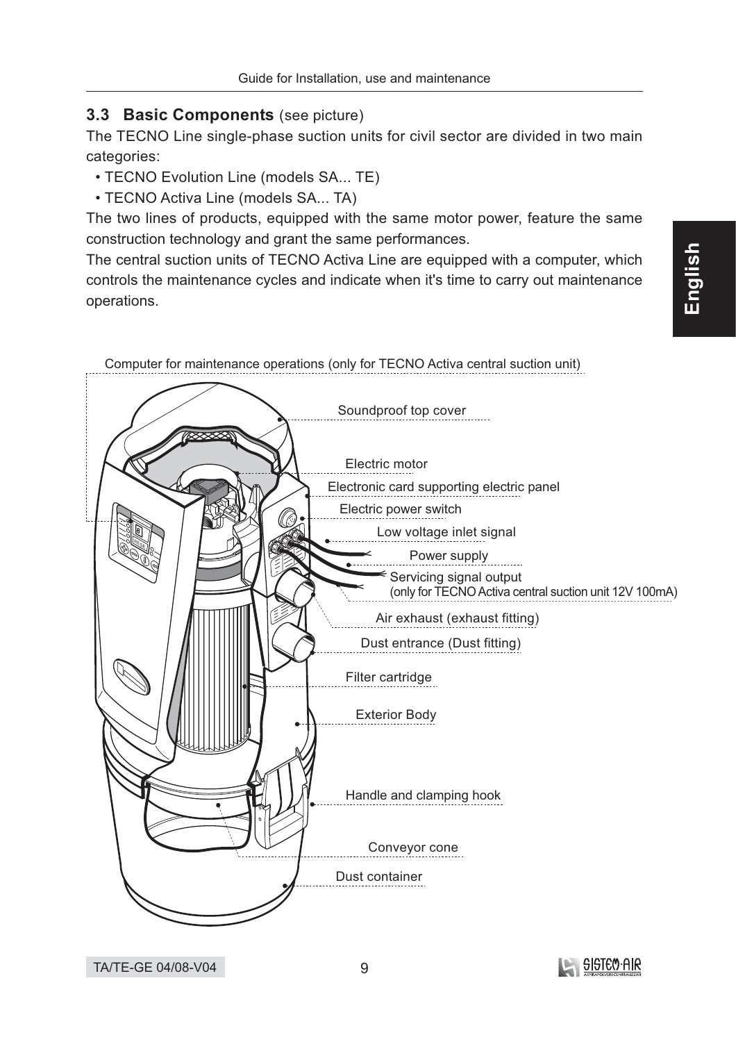### 3.3 Basic Components (see picture)

The TECNO Line single-phase suction units for civil sector are divided in two main categories:

- TECNO Evolution Line (models SA... TE)
- TECNO Activa Line (models SA... TA)

The two lines of products, equipped with the same motor power, feature the same construction technology and grant the same performances.

The central suction units of TECNO Activa Line are equipped with a computer, which controls the maintenance cycles and indicate when it's time to carry out maintenance operations.

Computer for maintenance operations (only for TECNO Activa central suction unit)

Soundproof top cover

Electric motor

Electronic card supporting electric panel

Electric power switch

Low voltage inlet signal

Power supply

Servicing signal output
(only for TECNO Activa central suction unit 12V 100mA)

Air exhaust (exhaust fitting)

Dust entrance (Dust fitting)

Filter cartridge

Exterior Body

Handle and clamping hook

Conveyor cone

Dust container

TA/TE-GE 04/08-V04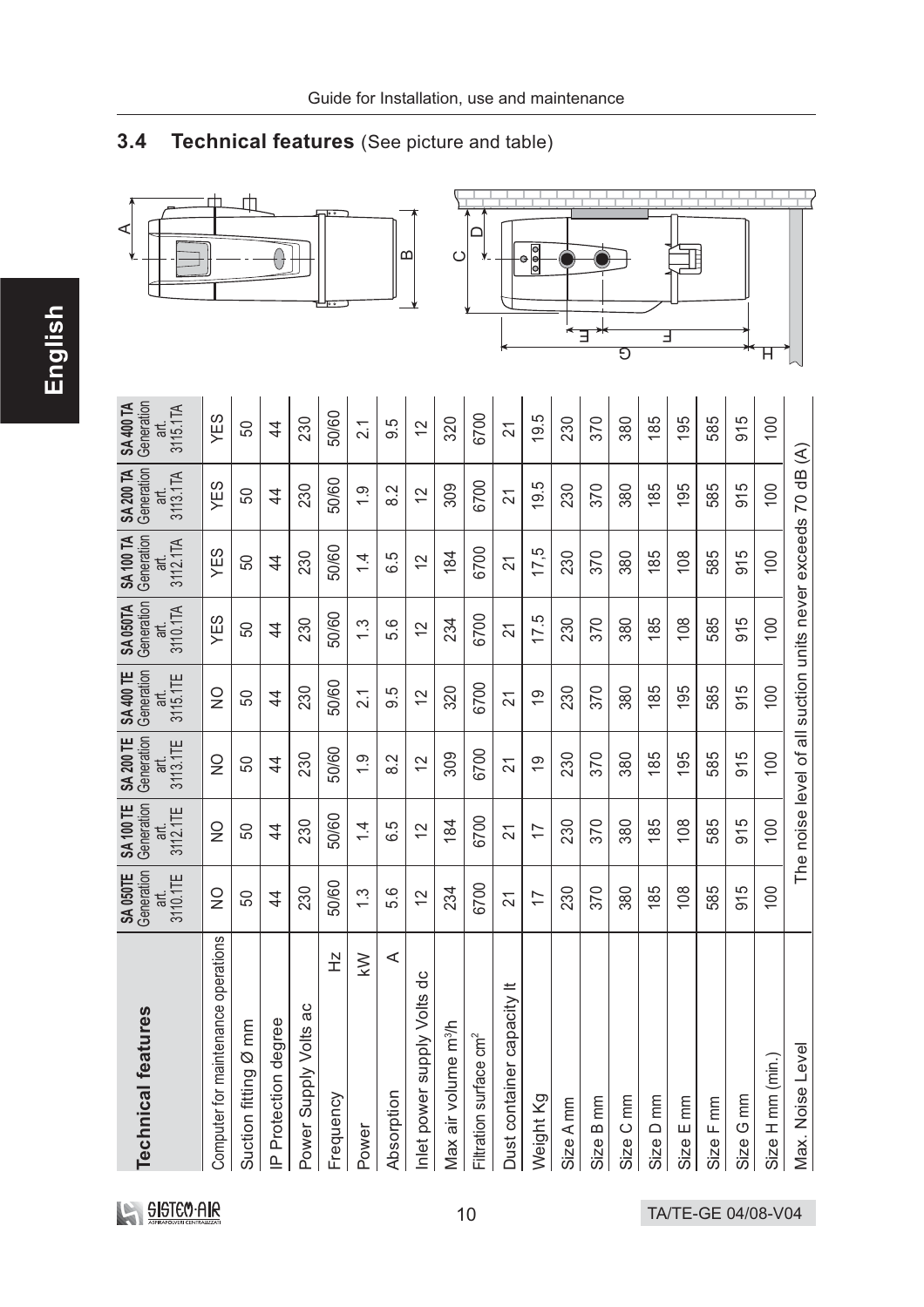## 3.4 Technical features (See picture and table)

| Technical features | SA 050TE Generation art. 3110.1TE | SA 100 TE Generation art. 3112.1TE | SA 200 TE Generation art. 3113.1TE | SA 400 TE Generation art. 3115.1TE | SA 050TA Generation art. 3110.1TA | SA 100 TA Generation art. 3112.1TA | SA 200 TA Generation art. 3113.1TA | SA 400 TA Generation art. 3115.1TA |
|---|---|---|---|---|---|---|---|---|
| Computer for maintenance operations | NO | NO | NO | NO | YES | YES | YES | YES |
| Suction fitting Ø mm | 50 | 50 | 50 | 50 | 50 | 50 | 50 | 50 |
| IP Protection degree | 44 | 44 | 44 | 44 | 44 | 44 | 44 | 44 |
| Power Supply Volts ac | 230 | 230 | 230 | 230 | 230 | 230 | 230 | 230 |
| Frequency Hz | 50/60 | 50/60 | 50/60 | 50/60 | 50/60 | 50/60 | 50/60 | 50/60 |
| Power kW | 1.3 | 1.4 | 1.9 | 2.1 | 1.3 | 1.4 | 1.9 | 2.1 |
| Absorption A | 5.6 | 6.5 | 8.2 | 9.5 | 5.6 | 6.5 | 8.2 | 9.5 |
| Inlet power supply Volts dc | 12 | 12 | 12 | 12 | 12 | 12 | 12 | 12 |
| Max air volume m³/h | 234 | 184 | 309 | 320 | 234 | 184 | 309 | 320 |
| Filtration surface cm² | 6700 | 6700 | 6700 | 6700 | 6700 | 6700 | 6700 | 6700 |
| Dust container capacity lt | 21 | 21 | 21 | 21 | 21 | 21 | 21 | 21 |
| Weight Kg | 17 | 17 | 19 | 19 | 17.5 | 17.5 | 19.5 | 19.5 |
| Size A mm | 230 | 230 | 230 | 230 | 230 | 230 | 230 | 230 |
| Size B mm | 370 | 370 | 370 | 370 | 370 | 370 | 370 | 370 |
| Size C mm | 380 | 380 | 380 | 380 | 380 | 380 | 380 | 380 |
| Size D mm | 185 | 185 | 185 | 185 | 185 | 185 | 185 | 185 |
| Size E mm | 108 | 108 | 195 | 195 | 108 | 108 | 195 | 195 |
| Size F mm | 585 | 585 | 585 | 585 | 585 | 585 | 585 | 585 |
| Size G mm | 915 | 915 | 915 | 915 | 915 | 915 | 915 | 915 |
| Size H mm (min.) | 100 | 100 | 100 | 100 | 100 | 100 | 100 | 100 |
| Max. Noise Level | The noise level of all suction units never exceeds 70 dB (A) | | | | | | | |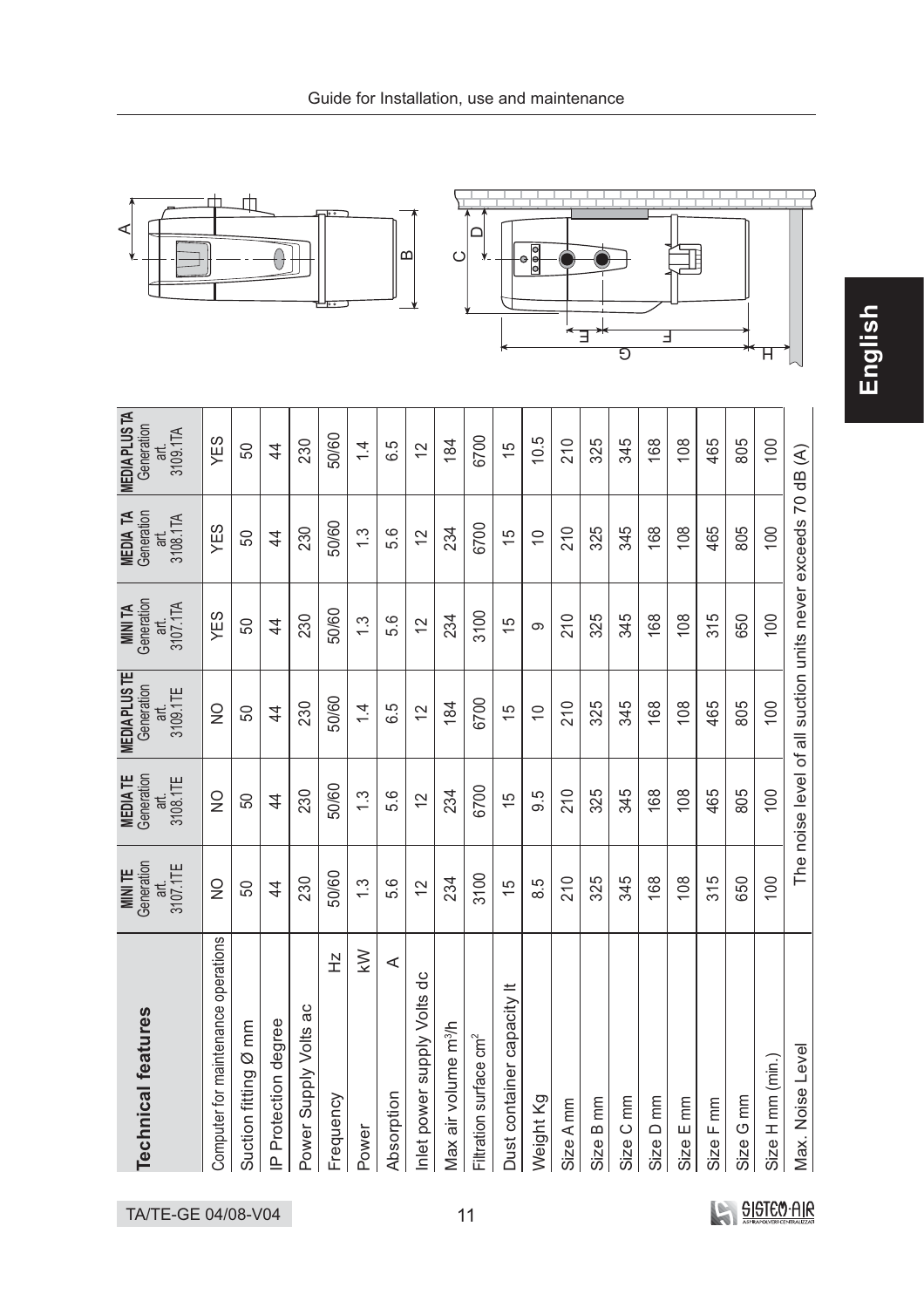## Technical features

| Technical features | MINI TE Generation art. 3107.1TE | MEDIA TE Generation art. 3108.1TE | MEDIA PLUS TE Generation art. 3109.1TE | MINI TA Generation art. 3107.1TA | MEDIA TA Generation art. 3108.1TA | MEDIA PLUS TA Generation art. 3109.1TA |
|---|---|---|---|---|---|---|
| Computer for maintenance operations | NO | NO | NO | YES | YES | YES |
| Suction fitting Ø mm | 50 | 50 | 50 | 50 | 50 | 50 |
| IP Protection degree | 44 | 44 | 44 | 44 | 44 | 44 |
| Power Supply Volts ac | 230 | 230 | 230 | 230 | 230 | 230 |
| Frequency Hz | 50/60 | 50/60 | 50/60 | 50/60 | 50/60 | 50/60 |
| Power kW | 1.3 | 1.3 | 1.4 | 1.3 | 1.3 | 1.4 |
| Absorption A | 5.6 | 5.6 | 6.5 | 5.6 | 5.6 | 6.5 |
| Inlet power supply Volts dc | 12 | 12 | 12 | 12 | 12 | 12 |
| Max air volume m³/h | 234 | 234 | 184 | 234 | 234 | 184 |
| Filtration surface cm² | 3100 | 6700 | 6700 | 3100 | 6700 | 6700 |
| Dust container capacity lt | 15 | 15 | 15 | 15 | 15 | 15 |
| Weight Kg | 8.5 | 9.5 | 10 | 9 | 10 | 10.5 |
| Size A mm | 210 | 210 | 210 | 210 | 210 | 210 |
| Size B mm | 325 | 325 | 325 | 325 | 325 | 325 |
| Size C mm | 345 | 345 | 345 | 345 | 345 | 345 |
| Size D mm | 168 | 168 | 168 | 168 | 168 | 168 |
| Size E mm | 108 | 108 | 108 | 108 | 108 | 108 |
| Size F mm | 315 | 465 | 465 | 315 | 465 | 465 |
| Size G mm | 650 | 805 | 805 | 650 | 805 | 805 |
| Size H mm (min.) | 100 | 100 | 100 | 100 | 100 | 100 |
| Max. Noise Level | The noise level of all suction units never exceeds 70 dB (A) | | | | | |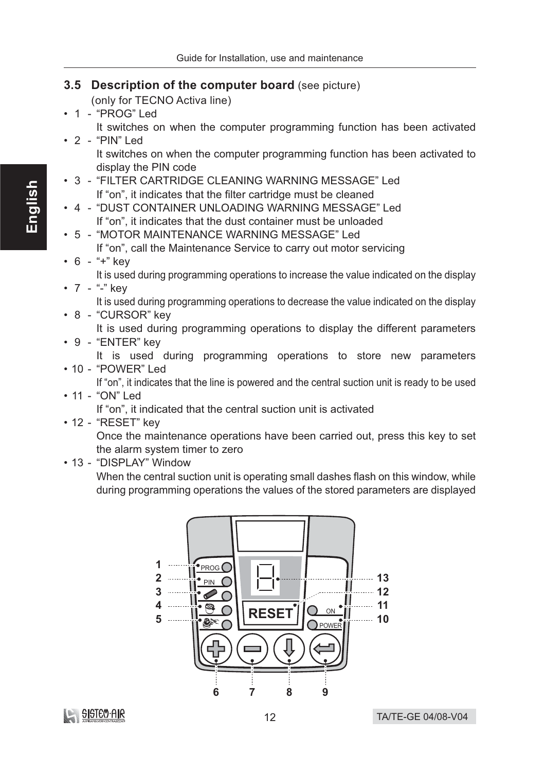### 3.5 Description of the computer board (see picture)

(only for TECNO Activa line)

- 1 - "PROG" Led
  It switches on when the computer programming function has been activated
- 2 - "PIN" Led
  It switches on when the computer programming function has been activated to display the PIN code
- 3 - "FILTER CARTRIDGE CLEANING WARNING MESSAGE" Led
  If "on", it indicates that the filter cartridge must be cleaned
- 4 - "DUST CONTAINER UNLOADING WARNING MESSAGE" Led
  If "on", it indicates that the dust container must be unloaded
- 5 - "MOTOR MAINTENANCE WARNING MESSAGE" Led
  If "on", call the Maintenance Service to carry out motor servicing
- 6 - "+" key
  It is used during programming operations to increase the value indicated on the display
- 7 - "-" key
  It is used during programming operations to decrease the value indicated on the display
- 8 - "CURSOR" key
  It is used during programming operations to display the different parameters
- 9 - "ENTER" key
  It is used during programming operations to store new parameters
- 10 - "POWER" Led
  If "on", it indicates that the line is powered and the central suction unit is ready to be used
- 11 - "ON" Led
  If "on", it indicated that the central suction unit is activated
- 12 - "RESET" key
  Once the maintenance operations have been carried out, press this key to set the alarm system timer to zero
- 13 - "DISPLAY" Window
  When the central suction unit is operating small dashes flash on this window, while during programming operations the values of the stored parameters are displayed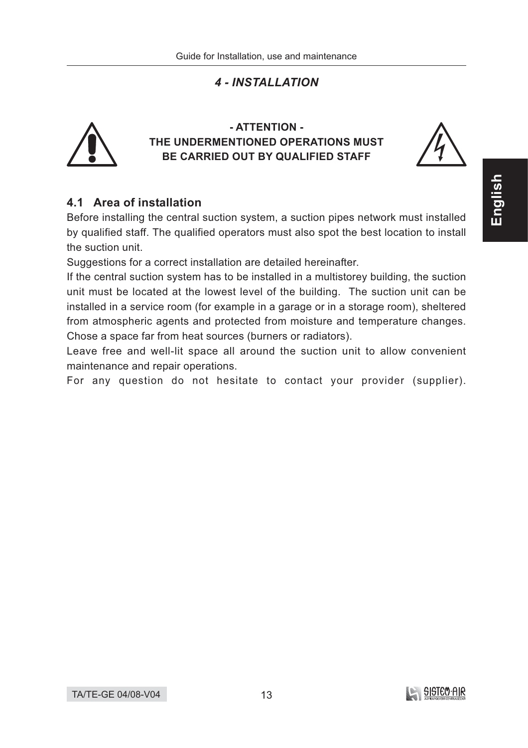## *4 - INSTALLATION*

**- ATTENTION -**
**THE UNDERMENTIONED OPERATIONS MUST BE CARRIED OUT BY QUALIFIED STAFF**

### 4.1 Area of installation

Before installing the central suction system, a suction pipes network must installed by qualified staff. The qualified operators must also spot the best location to install the suction unit.

Suggestions for a correct installation are detailed hereinafter.

If the central suction system has to be installed in a multistorey building, the suction unit must be located at the lowest level of the building. The suction unit can be installed in a service room (for example in a garage or in a storage room), sheltered from atmospheric agents and protected from moisture and temperature changes. Chose a space far from heat sources (burners or radiators).

Leave free and well-lit space all around the suction unit to allow convenient maintenance and repair operations.

For any question do not hesitate to contact your provider (supplier).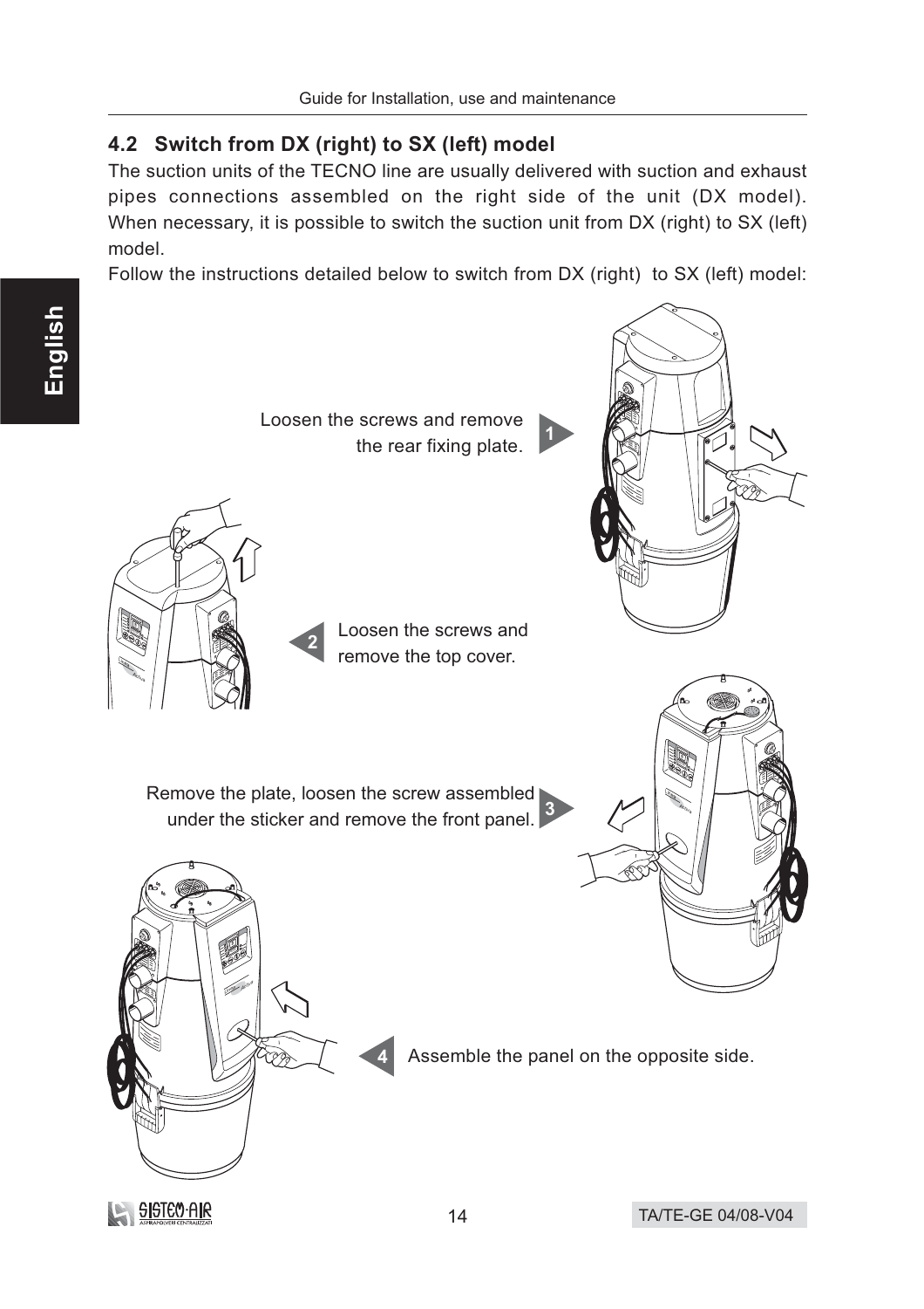## 4.2 Switch from DX (right) to SX (left) model

The suction units of the TECNO line are usually delivered with suction and exhaust pipes connections assembled on the right side of the unit (DX model). When necessary, it is possible to switch the suction unit from DX (right) to SX (left) model.

Follow the instructions detailed below to switch from DX (right) to SX (left) model:

1. Loosen the screws and remove the rear fixing plate.

2. Loosen the screws and remove the top cover.

3. Remove the plate, loosen the screw assembled under the sticker and remove the front panel.

4. Assemble the panel on the opposite side.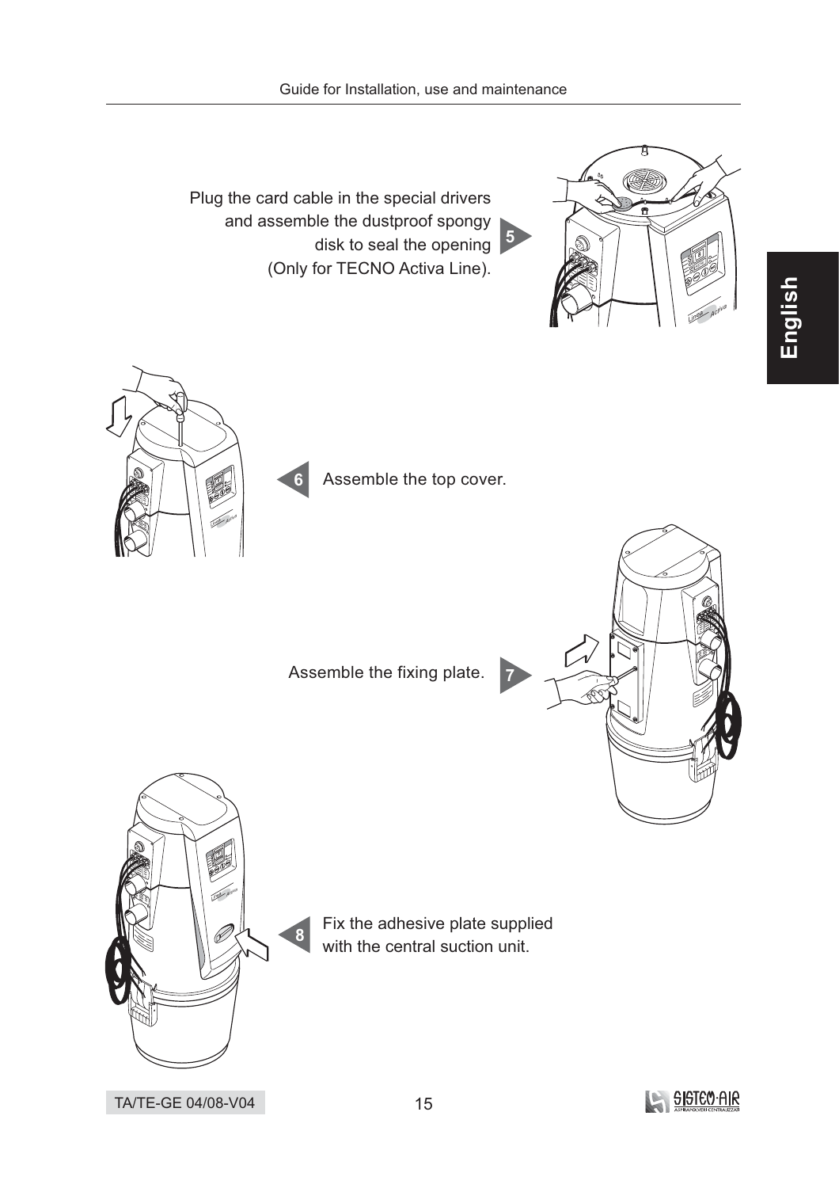5. Plug the card cable in the special drivers and assemble the dustproof spongy disk to seal the opening (Only for TECNO Activa Line).

6. Assemble the top cover.

7. Assemble the fixing plate.

8. Fix the adhesive plate supplied with the central suction unit.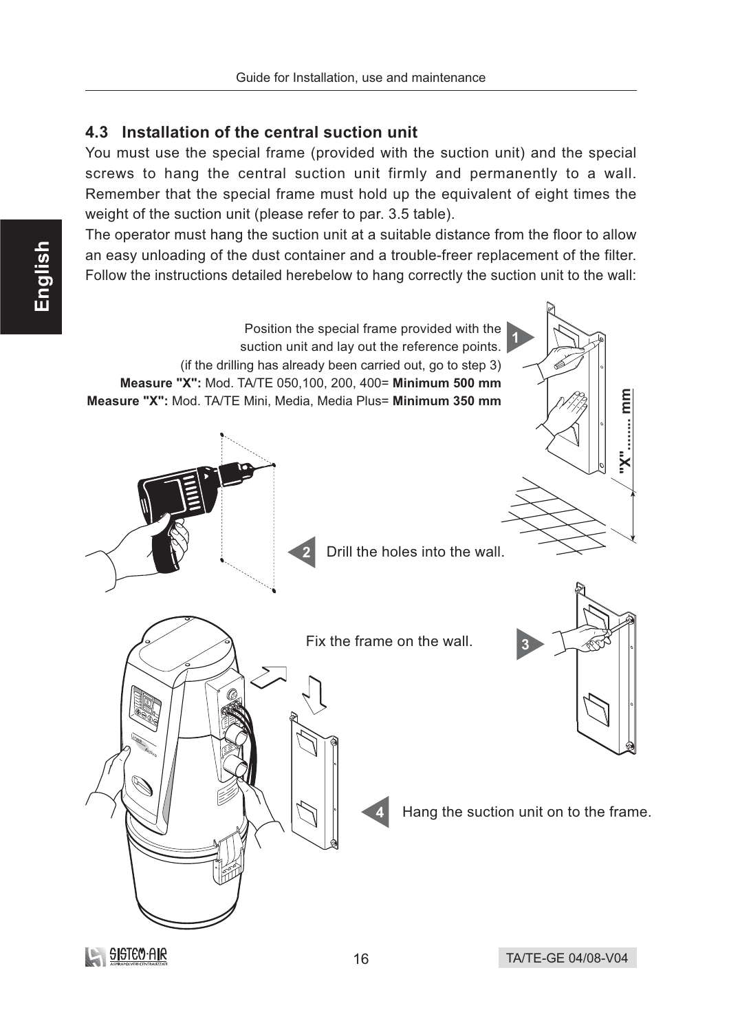## 4.3 Installation of the central suction unit

You must use the special frame (provided with the suction unit) and the special screws to hang the central suction unit firmly and permanently to a wall. Remember that the special frame must hold up the equivalent of eight times the weight of the suction unit (please refer to par. 3.5 table).

The operator must hang the suction unit at a suitable distance from the floor to allow an easy unloading of the dust container and a trouble-freer replacement of the filter. Follow the instructions detailed herebelow to hang correctly the suction unit to the wall:

1. Position the special frame provided with the suction unit and lay out the reference points. (if the drilling has already been carried out, go to step 3)
   **Measure "X":** Mod. TA/TE 050,100, 200, 400= **Minimum 500 mm**
   **Measure "X":** Mod. TA/TE Mini, Media, Media Plus= **Minimum 350 mm**

"X" ....... mm

2. Drill the holes into the wall.

3. Fix the frame on the wall.

4. Hang the suction unit on to the frame.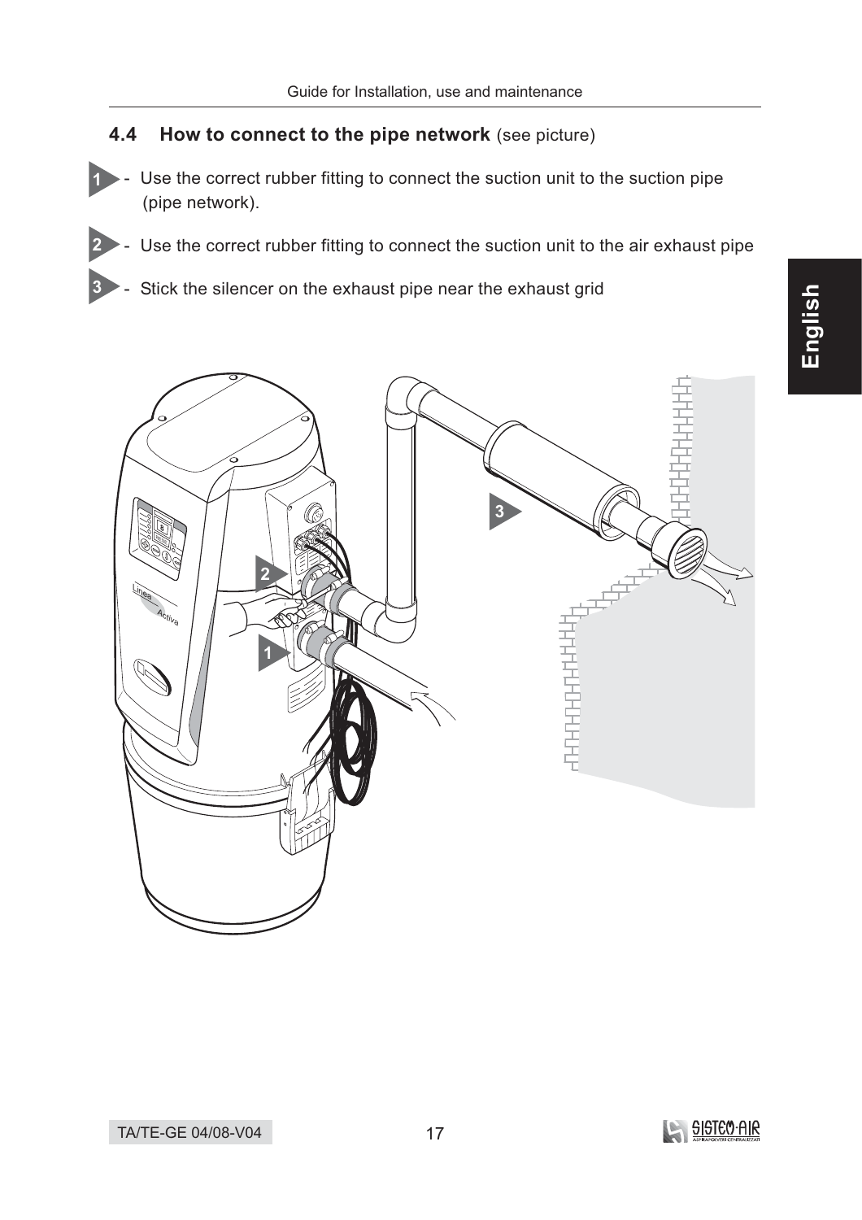## 4.4 How to connect to the pipe network (see picture)

1 - Use the correct rubber fitting to connect the suction unit to the suction pipe (pipe network).

2 - Use the correct rubber fitting to connect the suction unit to the air exhaust pipe

3 - Stick the silencer on the exhaust pipe near the exhaust grid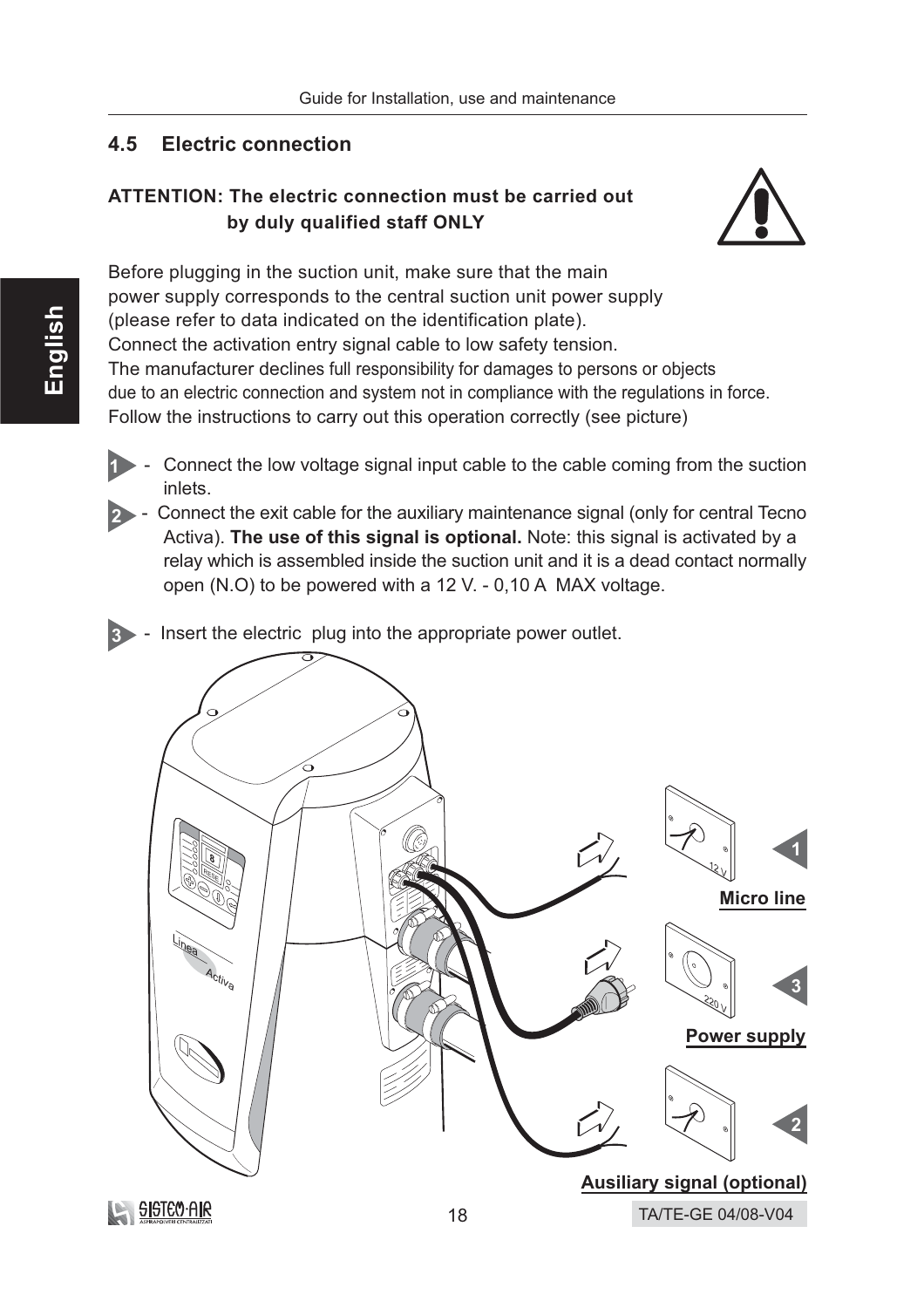## 4.5 Electric connection

**ATTENTION: The electric connection must be carried out by duly qualified staff ONLY**

Before plugging in the suction unit, make sure that the main power supply corresponds to the central suction unit power supply (please refer to data indicated on the identification plate).
Connect the activation entry signal cable to low safety tension.
The manufacturer declines full responsibility for damages to persons or objects due to an electric connection and system not in compliance with the regulations in force.
Follow the instructions to carry out this operation correctly (see picture)

1 - Connect the low voltage signal input cable to the cable coming from the suction inlets.

2 - Connect the exit cable for the auxiliary maintenance signal (only for central Tecno Activa). **The use of this signal is optional.** Note: this signal is activated by a relay which is assembled inside the suction unit and it is a dead contact normally open (N.O) to be powered with a 12 V. - 0,10 A MAX voltage.

3 - Insert the electric plug into the appropriate power outlet.

1 **Micro line**

3 **Power supply**

2 **Ausiliary signal (optional)**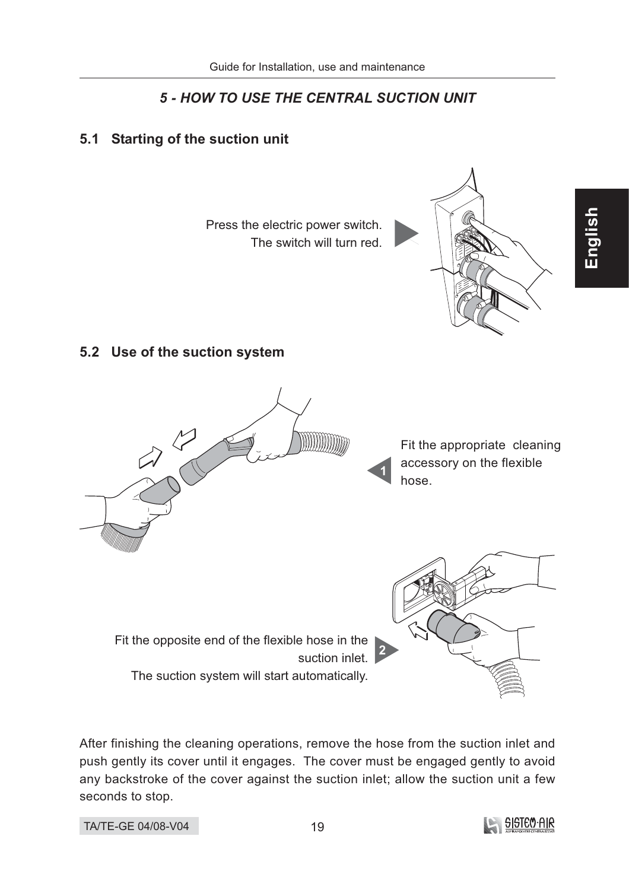## *5 - HOW TO USE THE CENTRAL SUCTION UNIT*

### 5.1 Starting of the suction unit

Press the electric power switch.
The switch will turn red.

### 5.2 Use of the suction system

1. Fit the appropriate cleaning accessory on the flexible hose.

2. Fit the opposite end of the flexible hose in the suction inlet.
The suction system will start automatically.

After finishing the cleaning operations, remove the hose from the suction inlet and push gently its cover until it engages. The cover must be engaged gently to avoid any backstroke of the cover against the suction inlet; allow the suction unit a few seconds to stop.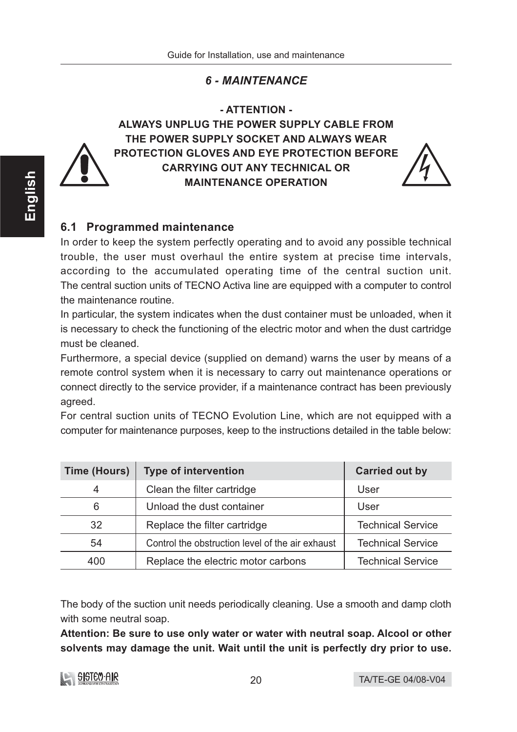## 6 - MAINTENANCE

**- ATTENTION -**
**ALWAYS UNPLUG THE POWER SUPPLY CABLE FROM THE POWER SUPPLY SOCKET AND ALWAYS WEAR PROTECTION GLOVES AND EYE PROTECTION BEFORE CARRYING OUT ANY TECHNICAL OR MAINTENANCE OPERATION**

### 6.1 Programmed maintenance

In order to keep the system perfectly operating and to avoid any possible technical trouble, the user must overhaul the entire system at precise time intervals, according to the accumulated operating time of the central suction unit. The central suction units of TECNO Activa line are equipped with a computer to control the maintenance routine.

In particular, the system indicates when the dust container must be unloaded, when it is necessary to check the functioning of the electric motor and when the dust cartridge must be cleaned.

Furthermore, a special device (supplied on demand) warns the user by means of a remote control system when it is necessary to carry out maintenance operations or connect directly to the service provider, if a maintenance contract has been previously agreed.

For central suction units of TECNO Evolution Line, which are not equipped with a computer for maintenance purposes, keep to the instructions detailed in the table below:

| Time (Hours) | Type of intervention | Carried out by |
|---|---|---|
| 4 | Clean the filter cartridge | User |
| 6 | Unload the dust container | User |
| 32 | Replace the filter cartridge | Technical Service |
| 54 | Control the obstruction level of the air exhaust | Technical Service |
| 400 | Replace the electric motor carbons | Technical Service |

The body of the suction unit needs periodically cleaning. Use a smooth and damp cloth with some neutral soap.

**Attention: Be sure to use only water or water with neutral soap. Alcool or other solvents may damage the unit. Wait until the unit is perfectly dry prior to use.**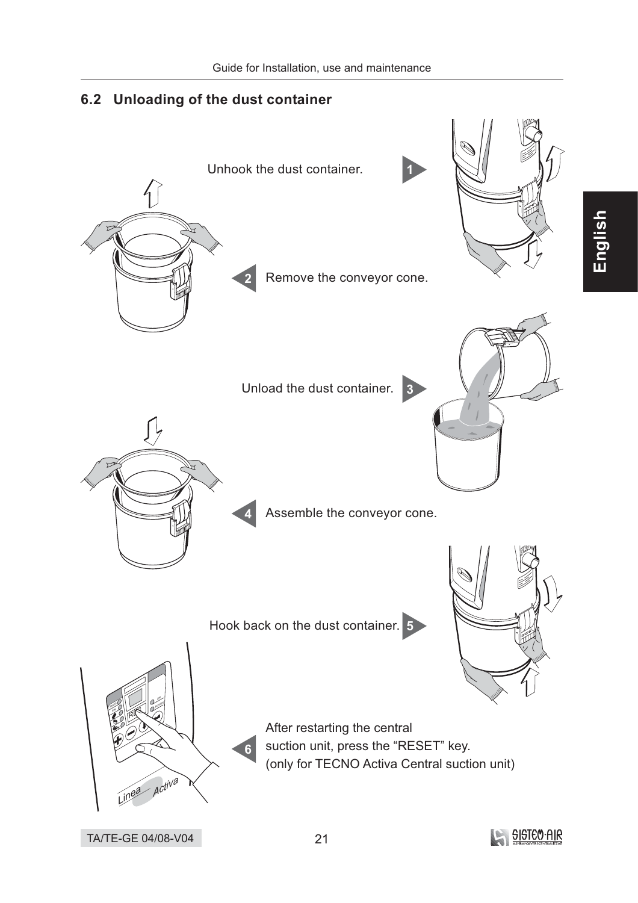## 6.2 Unloading of the dust container

1. Unhook the dust container.
2. Remove the conveyor cone.
3. Unload the dust container.
4. Assemble the conveyor cone.
5. Hook back on the dust container.
6. After restarting the central suction unit, press the “RESET” key. (only for TECNO Activa Central suction unit)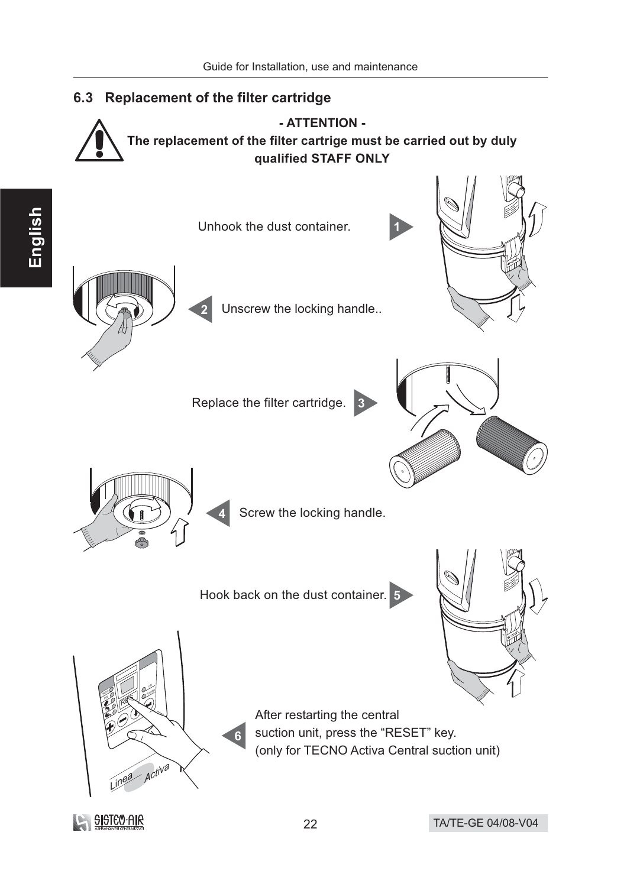## 6.3 Replacement of the filter cartridge

**- ATTENTION -**

**The replacement of the filter cartrige must be carried out by duly qualified STAFF ONLY**

1. Unhook the dust container.
2. Unscrew the locking handle..
3. Replace the filter cartridge.
4. Screw the locking handle.
5. Hook back on the dust container.
6. After restarting the central suction unit, press the “RESET” key. (only for TECNO Activa Central suction unit)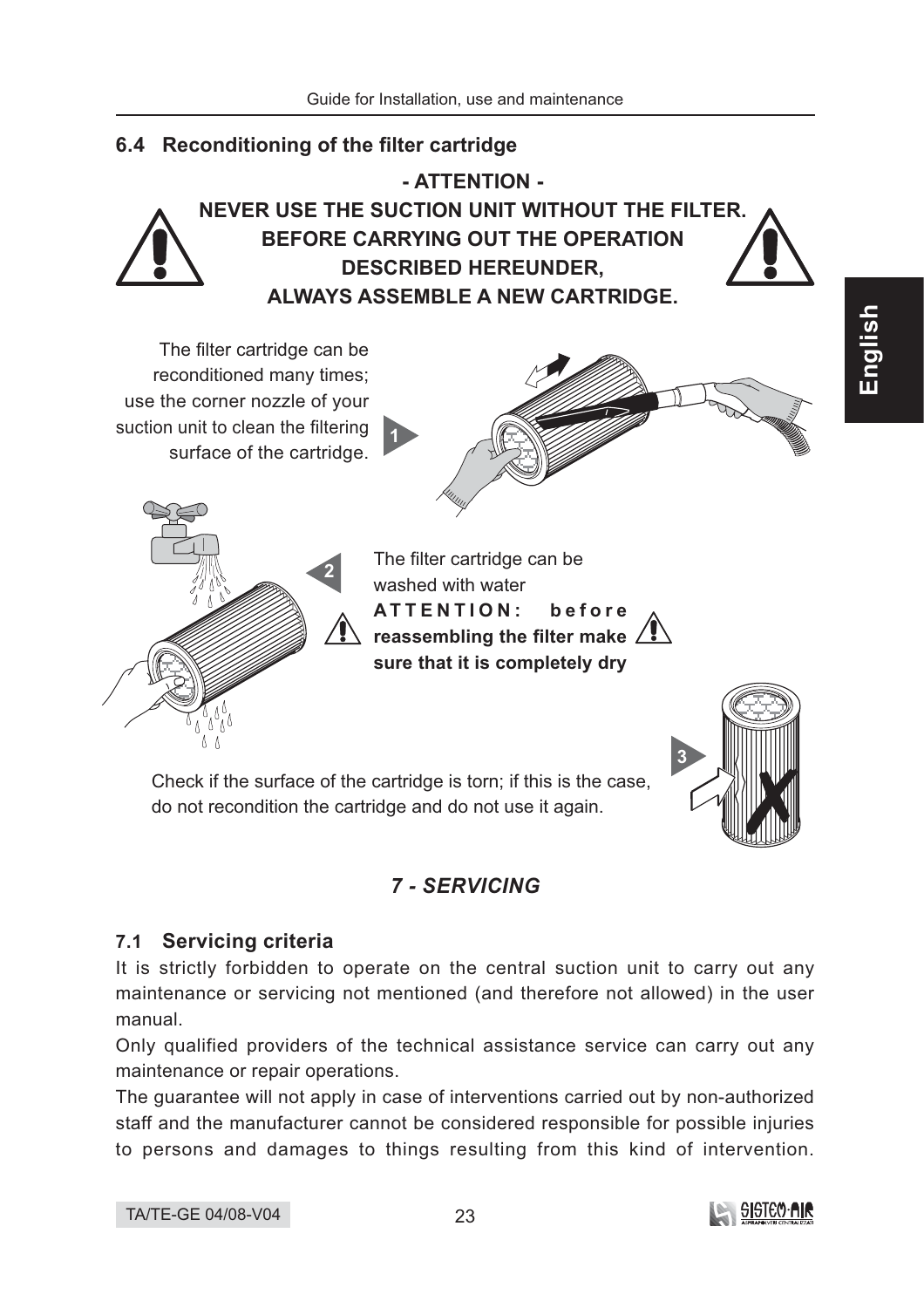## 6.4 Reconditioning of the filter cartridge

**- ATTENTION -**

**NEVER USE THE SUCTION UNIT WITHOUT THE FILTER.**
**BEFORE CARRYING OUT THE OPERATION DESCRIBED HEREUNDER,**
**ALWAYS ASSEMBLE A NEW CARTRIDGE.**

1. The filter cartridge can be reconditioned many times; use the corner nozzle of your suction unit to clean the filtering surface of the cartridge.

2. The filter cartridge can be washed with water
**ATTENTION: before reassembling the filter make sure that it is completely dry**

3. Check if the surface of the cartridge is torn; if this is the case, do not recondition the cartridge and do not use it again.

# *7 - SERVICING*

## 7.1 Servicing criteria

It is strictly forbidden to operate on the central suction unit to carry out any maintenance or servicing not mentioned (and therefore not allowed) in the user manual.

Only qualified providers of the technical assistance service can carry out any maintenance or repair operations.

The guarantee will not apply in case of interventions carried out by non-authorized staff and the manufacturer cannot be considered responsible for possible injuries to persons and damages to things resulting from this kind of intervention.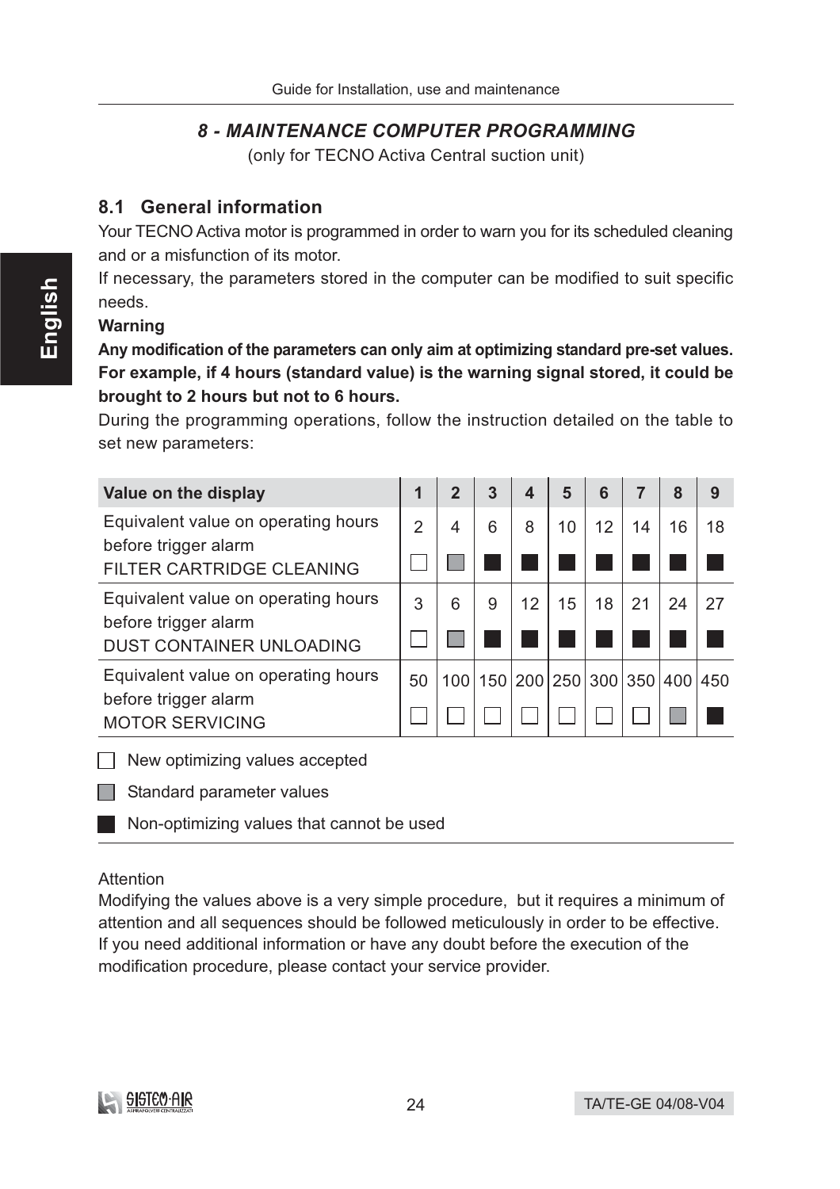## *8 - MAINTENANCE COMPUTER PROGRAMMING*

(only for TECNO Activa Central suction unit)

### 8.1 General information

Your TECNO Activa motor is programmed in order to warn you for its scheduled cleaning and or a misfunction of its motor.

If necessary, the parameters stored in the computer can be modified to suit specific needs.

**Warning**

**Any modification of the parameters can only aim at optimizing standard pre-set values. For example, if 4 hours (standard value) is the warning signal stored, it could be brought to 2 hours but not to 6 hours.**

During the programming operations, follow the instruction detailed on the table to set new parameters:

| Value on the display | 1 | 2 | 3 | 4 | 5 | 6 | 7 | 8 | 9 |
|---|---|---|---|---|---|---|---|---|---|
| Equivalent value on operating hours before trigger alarm FILTER CARTRIDGE CLEANING | 2 ☐ | 4 ▒ | 6 ■ | 8 ■ | 10 ■ | 12 ■ | 14 ■ | 16 ■ | 18 ■ |
| Equivalent value on operating hours before trigger alarm DUST CONTAINER UNLOADING | 3 ☐ | 6 ▒ | 9 ■ | 12 ■ | 15 ■ | 18 ■ | 21 ■ | 24 ■ | 27 ■ |
| Equivalent value on operating hours before trigger alarm MOTOR SERVICING | 50 ☐ | 100 ☐ | 150 ☐ | 200 ☐ | 250 ☐ | 300 ☐ | 350 ☐ | 400 ▒ | 450 ■ |

☐ New optimizing values accepted

▒ Standard parameter values

■ Non-optimizing values that cannot be used

Attention

Modifying the values above is a very simple procedure, but it requires a minimum of attention and all sequences should be followed meticulously in order to be effective. If you need additional information or have any doubt before the execution of the modification procedure, please contact your service provider.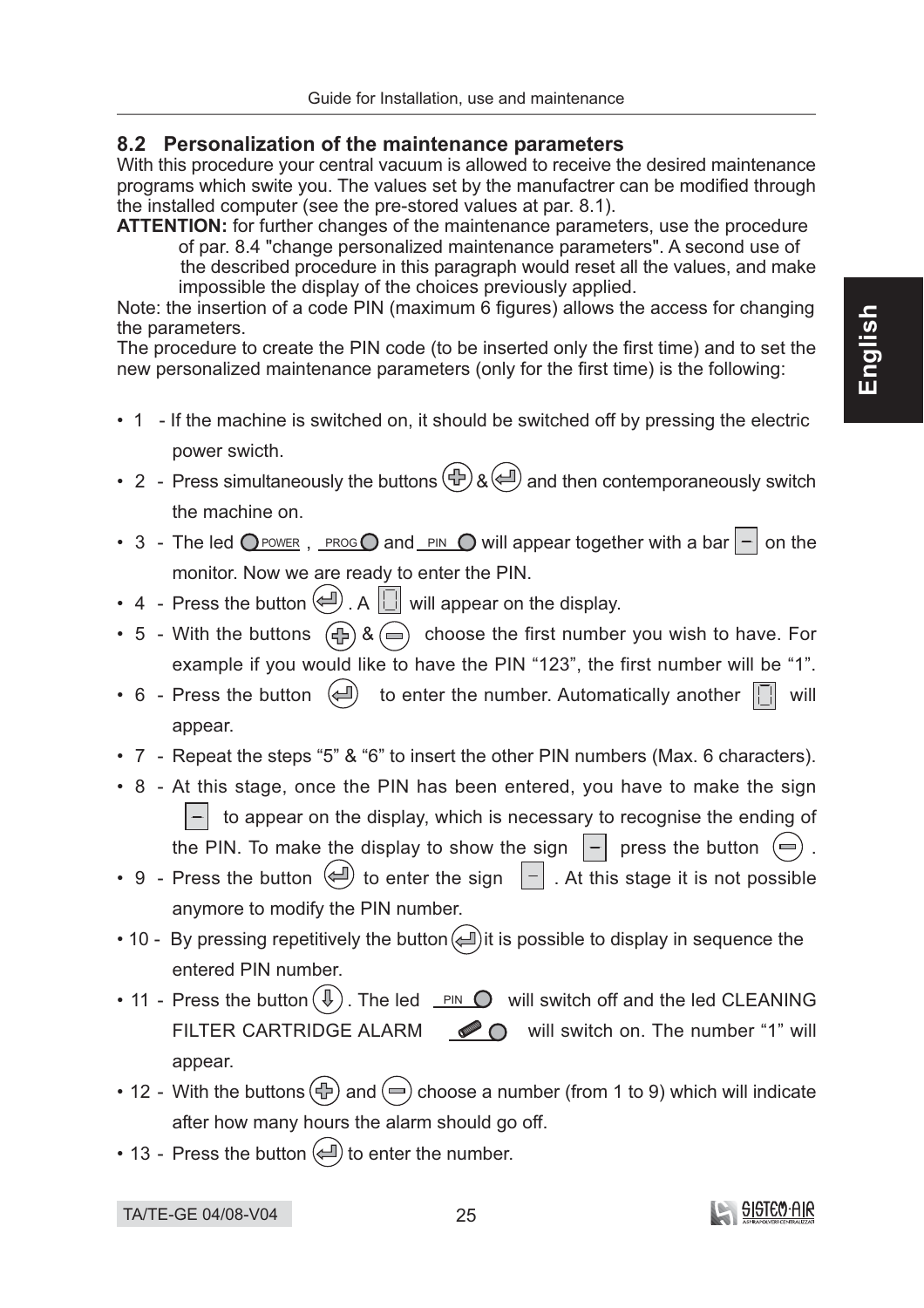## 8.2 Personalization of the maintenance parameters

With this procedure your central vacuum is allowed to receive the desired maintenance programs which swite you. The values set by the manufactrer can be modified through the installed computer (see the pre-stored values at par. 8.1).

**ATTENTION:** for further changes of the maintenance parameters, use the procedure of par. 8.4 "change personalized maintenance parameters". A second use of the described procedure in this paragraph would reset all the values, and make impossible the display of the choices previously applied.

Note: the insertion of a code PIN (maximum 6 figures) allows the access for changing the parameters.

The procedure to create the PIN code (to be inserted only the first time) and to set the new personalized maintenance parameters (only for the first time) is the following:

- 1 - If the machine is switched on, it should be switched off by pressing the electric power swicth.
- 2 - Press simultaneously the buttons (+) & (↵) and then contemporaneously switch the machine on.
- 3 - The led POWER, PROG and PIN will appear together with a bar – on the monitor. Now we are ready to enter the PIN.
- 4 - Press the button (↵). A [ ] will appear on the display.
- 5 - With the buttons (+) & (–) choose the first number you wish to have. For example if you would like to have the PIN "123", the first number will be "1".
- 6 - Press the button (↵) to enter the number. Automatically another [ ] will appear.
- 7 - Repeat the steps "5" & "6" to insert the other PIN numbers (Max. 6 characters).
- 8 - At this stage, once the PIN has been entered, you have to make the sign – to appear on the display, which is necessary to recognise the ending of the PIN. To make the display to show the sign – press the button (–).
- 9 - Press the button (↵) to enter the sign –. At this stage it is not possible anymore to modify the PIN number.
- 10 - By pressing repetitively the button (↵) it is possible to display in sequence the entered PIN number.
- 11 - Press the button (⇩). The led PIN will switch off and the led CLEANING FILTER CARTRIDGE ALARM will switch on. The number "1" will appear.
- 12 - With the buttons (+) and (–) choose a number (from 1 to 9) which will indicate after how many hours the alarm should go off.
- 13 - Press the button (↵) to enter the number.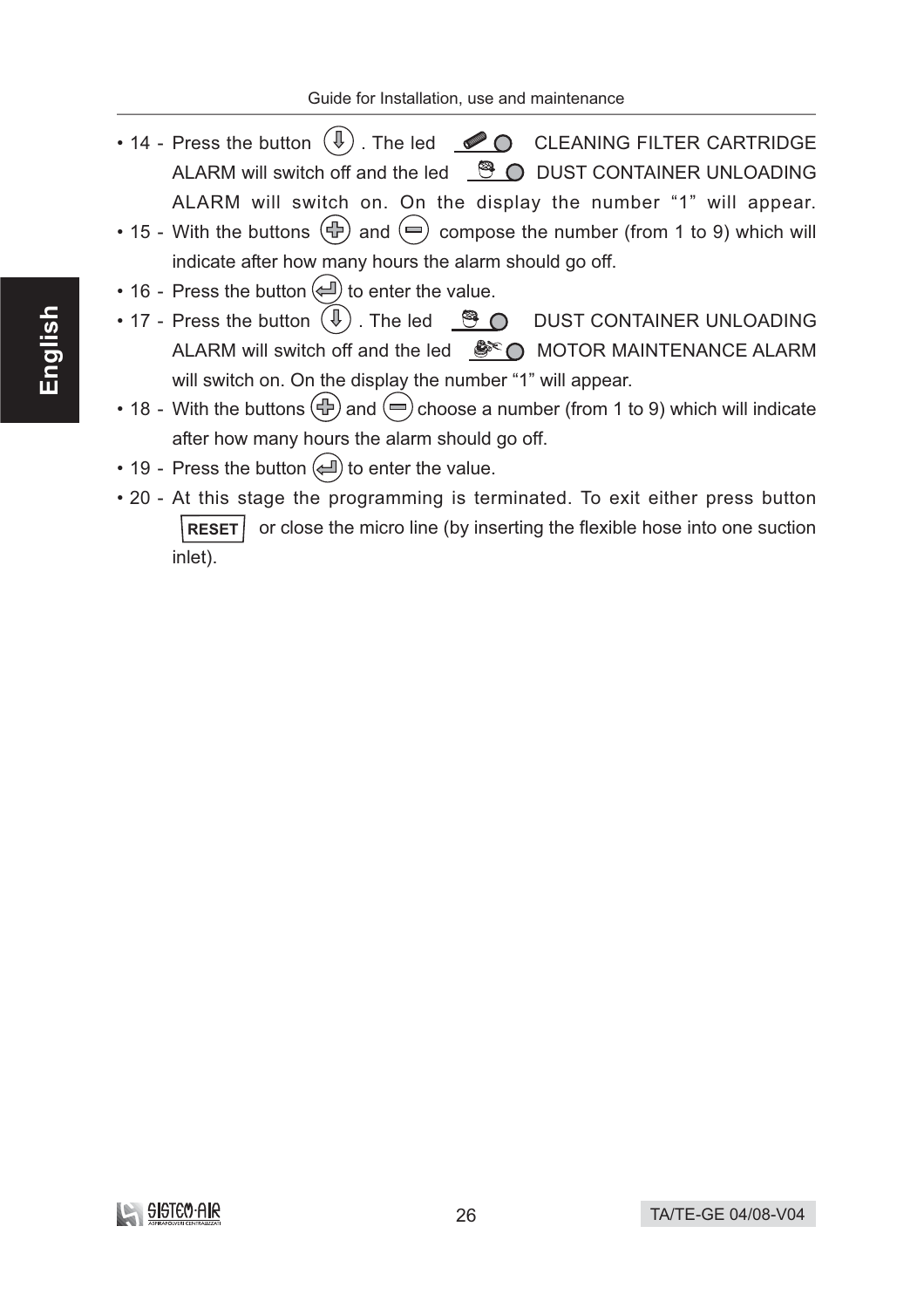- 14 - Press the button (⇩) . The led CLEANING FILTER CARTRIDGE ALARM will switch off and the led DUST CONTAINER UNLOADING ALARM will switch on. On the display the number “1” will appear.
- 15 - With the buttons (+) and (−) compose the number (from 1 to 9) which will indicate after how many hours the alarm should go off.
- 16 - Press the button (↵) to enter the value.
- 17 - Press the button (⇩) . The led DUST CONTAINER UNLOADING ALARM will switch off and the led MOTOR MAINTENANCE ALARM will switch on. On the display the number “1” will appear.
- 18 - With the buttons (+) and (−) choose a number (from 1 to 9) which will indicate after how many hours the alarm should go off.
- 19 - Press the button (↵) to enter the value.
- 20 - At this stage the programming is terminated. To exit either press button **RESET** or close the micro line (by inserting the flexible hose into one suction inlet).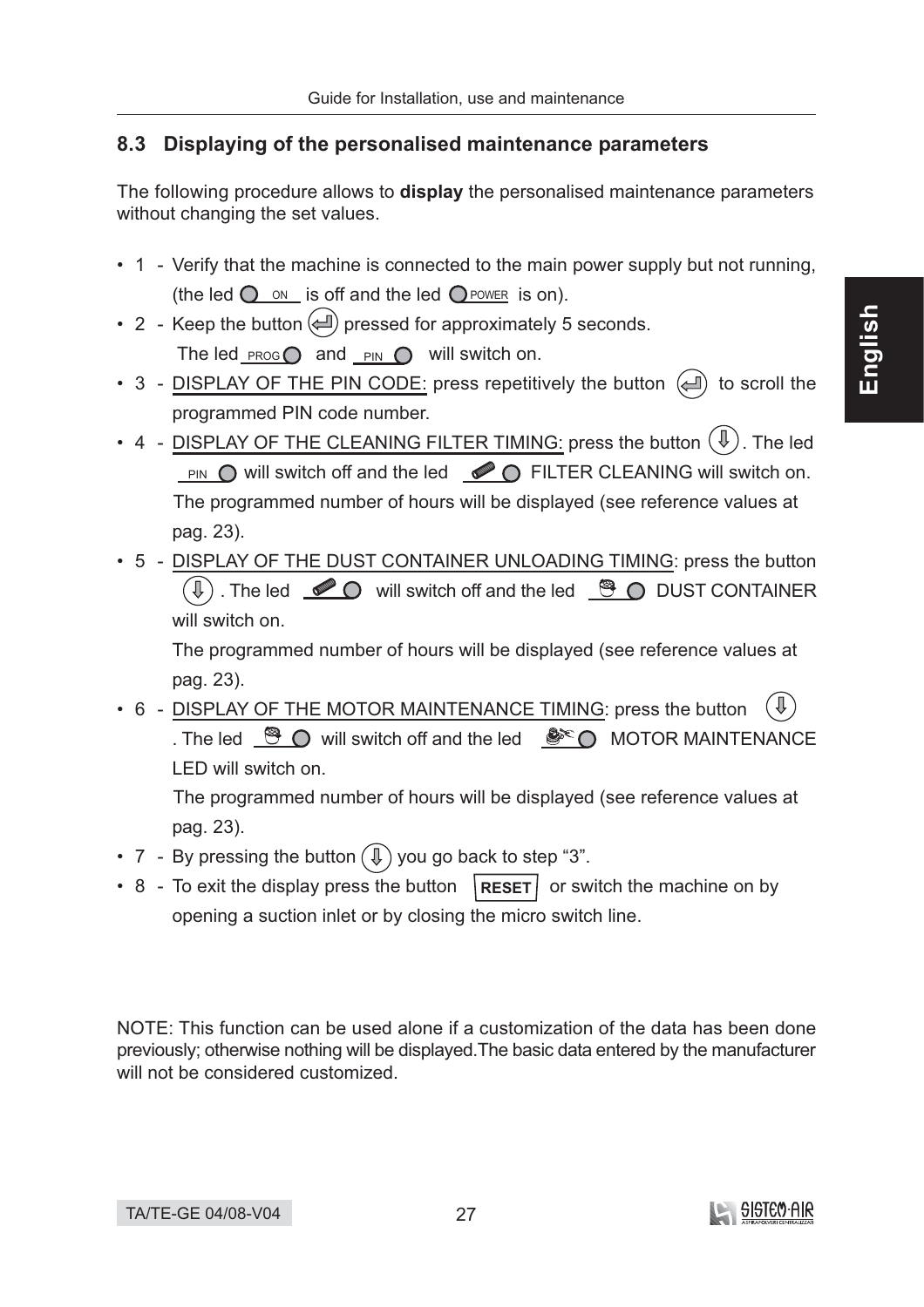## 8.3 Displaying of the personalised maintenance parameters

The following procedure allows to **display** the personalised maintenance parameters without changing the set values.

- 1 - Verify that the machine is connected to the main power supply but not running, (the led ON is off and the led POWER is on).
- 2 - Keep the button pressed for approximately 5 seconds.
  The led PROG and PIN will switch on.
- 3 - DISPLAY OF THE PIN CODE: press repetitively the button to scroll the programmed PIN code number.
- 4 - DISPLAY OF THE CLEANING FILTER TIMING: press the button . The led PIN will switch off and the led FILTER CLEANING will switch on.
  The programmed number of hours will be displayed (see reference values at pag. 23).
- 5 - DISPLAY OF THE DUST CONTAINER UNLOADING TIMING: press the button . The led will switch off and the led DUST CONTAINER will switch on.
  The programmed number of hours will be displayed (see reference values at pag. 23).
- 6 - DISPLAY OF THE MOTOR MAINTENANCE TIMING: press the button . The led will switch off and the led MOTOR MAINTENANCE LED will switch on.
  The programmed number of hours will be displayed (see reference values at pag. 23).
- 7 - By pressing the button you go back to step “3”.
- 8 - To exit the display press the button **RESET** or switch the machine on by opening a suction inlet or by closing the micro switch line.

NOTE: This function can be used alone if a customization of the data has been done previously; otherwise nothing will be displayed.The basic data entered by the manufacturer will not be considered customized.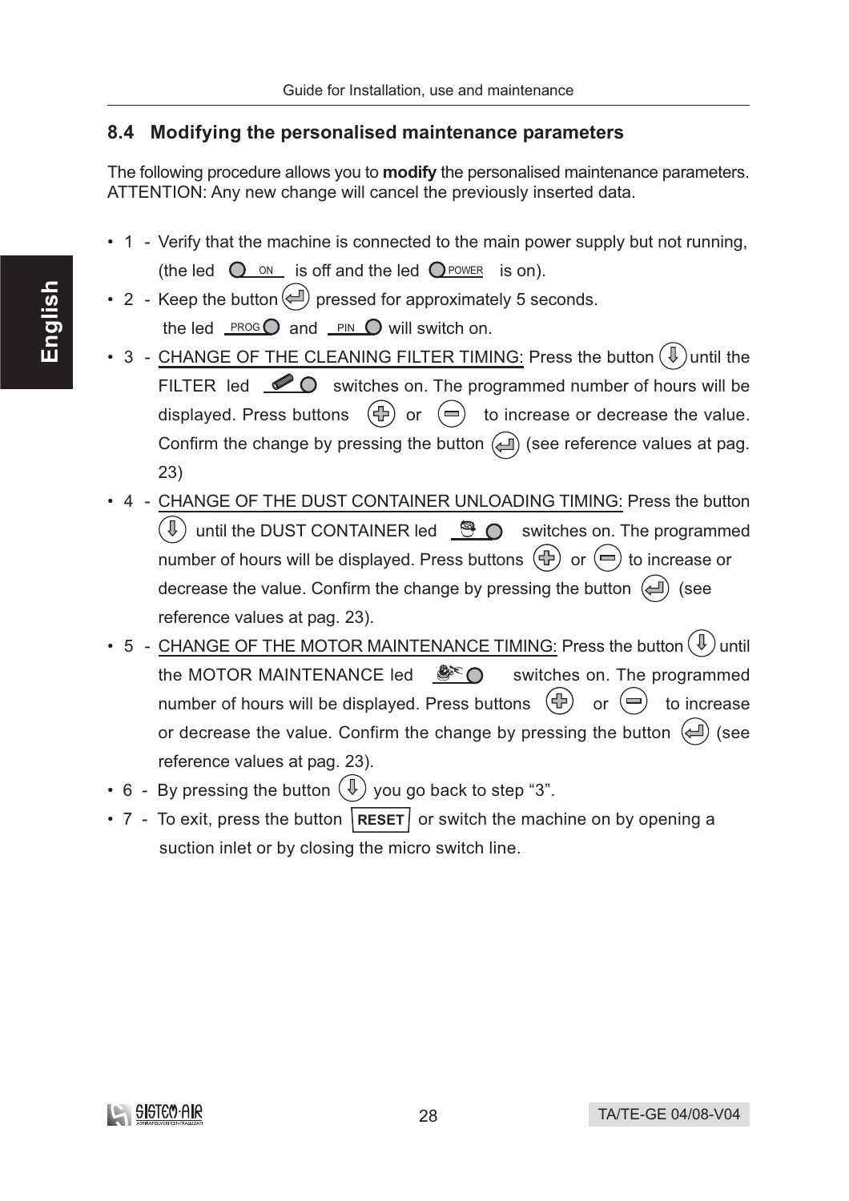## 8.4 Modifying the personalised maintenance parameters

The following procedure allows you to **modify** the personalised maintenance parameters. ATTENTION: Any new change will cancel the previously inserted data.

- 1 - Verify that the machine is connected to the main power supply but not running, (the led ON is off and the led POWER is on).
- 2 - Keep the button pressed for approximately 5 seconds. the led PROG and PIN will switch on.
- 3 - CHANGE OF THE CLEANING FILTER TIMING: Press the button until the FILTER led switches on. The programmed number of hours will be displayed. Press buttons or to increase or decrease the value. Confirm the change by pressing the button (see reference values at pag. 23)
- 4 - CHANGE OF THE DUST CONTAINER UNLOADING TIMING: Press the button until the DUST CONTAINER led switches on. The programmed number of hours will be displayed. Press buttons or to increase or decrease the value. Confirm the change by pressing the button (see reference values at pag. 23).
- 5 - CHANGE OF THE MOTOR MAINTENANCE TIMING: Press the button until the MOTOR MAINTENANCE led switches on. The programmed number of hours will be displayed. Press buttons or to increase or decrease the value. Confirm the change by pressing the button (see reference values at pag. 23).
- 6 - By pressing the button you go back to step "3".
- 7 - To exit, press the button **RESET** or switch the machine on by opening a suction inlet or by closing the micro switch line.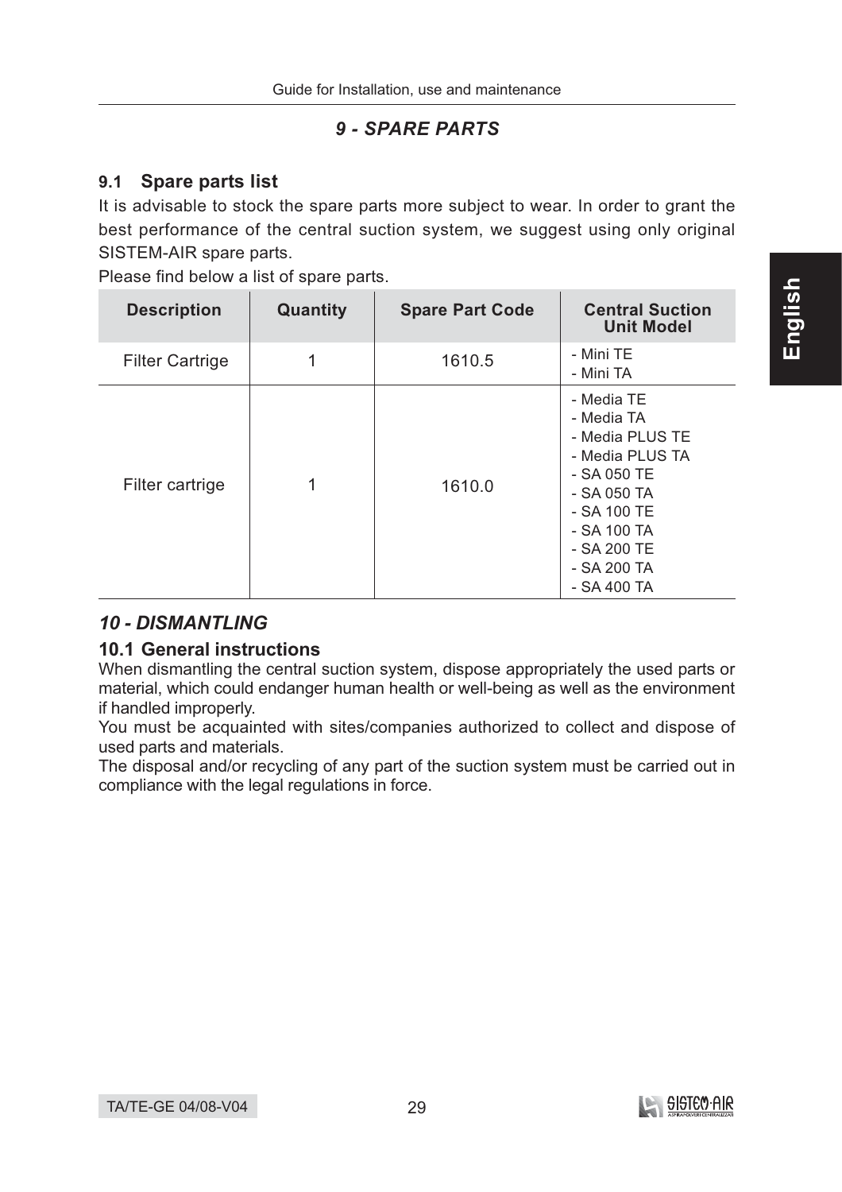## 9 - SPARE PARTS

### 9.1 Spare parts list

It is advisable to stock the spare parts more subject to wear. In order to grant the best performance of the central suction system, we suggest using only original SISTEM-AIR spare parts.

Please find below a list of spare parts.

| Description | Quantity | Spare Part Code | Central Suction Unit Model |
|---|---|---|---|
| Filter Cartrige | 1 | 1610.5 | - Mini TE<br>- Mini TA |
| Filter cartrige | 1 | 1610.0 | - Media TE<br>- Media TA<br>- Media PLUS TE<br>- Media PLUS TA<br>- SA 050 TE<br>- SA 050 TA<br>- SA 100 TE<br>- SA 100 TA<br>- SA 200 TE<br>- SA 200 TA<br>- SA 400 TA |

## 10 - DISMANTLING

### 10.1 General instructions

When dismantling the central suction system, dispose appropriately the used parts or material, which could endanger human health or well-being as well as the environment if handled improperly.

You must be acquainted with sites/companies authorized to collect and dispose of used parts and materials.

The disposal and/or recycling of any part of the suction system must be carried out in compliance with the legal regulations in force.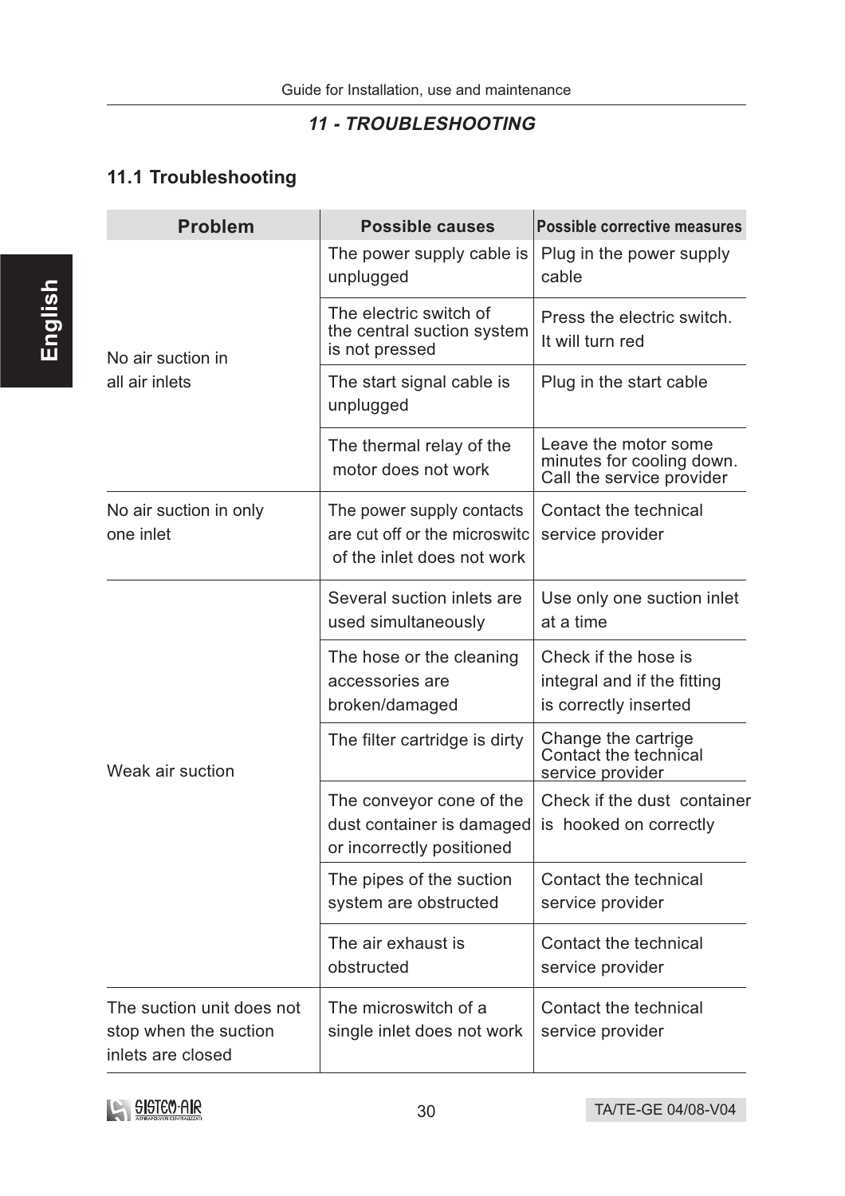## 11 - TROUBLESHOOTING

### 11.1 Troubleshooting

| Problem | Possible causes | Possible corrective measures |
|---|---|---|
| No air suction in all air inlets | The power supply cable is unplugged | Plug in the power supply cable |
| | The electric switch of the central suction system is not pressed | Press the electric switch. It will turn red |
| | The start signal cable is unplugged | Plug in the start cable |
| | The thermal relay of the motor does not work | Leave the motor some minutes for cooling down. Call the service provider |
| No air suction in only one inlet | The power supply contacts are cut off or the microswitc of the inlet does not work | Contact the technical service provider |
| Weak air suction | Several suction inlets are used simultaneously | Use only one suction inlet at a time |
| | The hose or the cleaning accessories are broken/damaged | Check if the hose is integral and if the fitting is correctly inserted |
| | The filter cartridge is dirty | Change the cartrige Contact the technical service provider |
| | The conveyor cone of the dust container is damaged or incorrectly positioned | Check if the dust container is hooked on correctly |
| | The pipes of the suction system are obstructed | Contact the technical service provider |
| | The air exhaust is obstructed | Contact the technical service provider |
| The suction unit does not stop when the suction inlets are closed | The microswitch of a single inlet does not work | Contact the technical service provider |